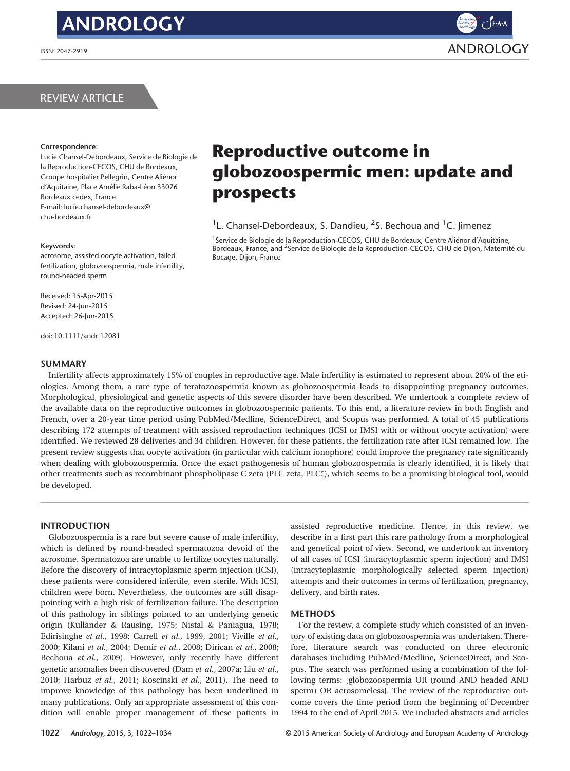REVIEW ARTICLE

**Correspondence:**
Lucie Chansel-Debordeaux, Service de Biologie de la Reproduction-CECOS, CHU de Bordeaux, Groupe hospitalier Pellegrin, Centre Aliénor d'Aquitaine, Place Amélie Raba-Léon 33076 Bordeaux cedex, France.
E-mail: lucie.chansel-debordeaux@chu-bordeaux.fr

**Keywords:**
acrosome, assisted oocyte activation, failed fertilization, globozoospermia, male infertility, round-headed sperm

Received: 15-Apr-2015
Revised: 24-Jun-2015
Accepted: 26-Jun-2015

doi: 10.1111/andr.12081

# Reproductive outcome in globozoospermic men: update and prospects

[1]L. Chansel-Debordeaux, S. Dandieu, [2]S. Bechoua and [1]C. Jimenez

[1]Service de Biologie de la Reproduction-CECOS, CHU de Bordeaux, Centre Aliénor d'Aquitaine, Bordeaux, France, and [2]Service de Biologie de la Reproduction-CECOS, CHU de Dijon, Maternité du Bocage, Dijon, France

## SUMMARY

Infertility affects approximately 15% of couples in reproductive age. Male infertility is estimated to represent about 20% of the etiologies. Among them, a rare type of teratozoospermia known as globozoospermia leads to disappointing pregnancy outcomes. Morphological, physiological and genetic aspects of this severe disorder have been described. We undertook a complete review of the available data on the reproductive outcomes in globozoospermic patients. To this end, a literature review in both English and French, over a 20-year time period using PubMed/Medline, ScienceDirect, and Scopus was performed. A total of 45 publications describing 172 attempts of treatment with assisted reproduction techniques (ICSI or IMSI with or without oocyte activation) were identified. We reviewed 28 deliveries and 34 children. However, for these patients, the fertilization rate after ICSI remained low. The present review suggests that oocyte activation (in particular with calcium ionophore) could improve the pregnancy rate significantly when dealing with globozoospermia. Once the exact pathogenesis of human globozoospermia is clearly identified, it is likely that other treatments such as recombinant phospholipase C zeta (PLC zeta, PLCζ), which seems to be a promising biological tool, would be developed.

## INTRODUCTION

Globozoospermia is a rare but severe cause of male infertility, which is defined by round-headed spermatozoa devoid of the acrosome. Spermatozoa are unable to fertilize oocytes naturally. Before the discovery of intracytoplasmic sperm injection (ICSI), these patients were considered infertile, even sterile. With ICSI, children were born. Nevertheless, the outcomes are still disappointing with a high risk of fertilization failure. The description of this pathology in siblings pointed to an underlying genetic origin (Kullander & Rausing, 1975; Nistal & Paniagua, 1978; Edirisinghe *et al.*, 1998; Carrell *et al.*, 1999, 2001; Viville *et al.*, 2000; Kilani *et al.*, 2004; Demir *et al.*, 2008; Dirican *et al.*, 2008; Bechoua *et al.*, 2009). However, only recently have different genetic anomalies been discovered (Dam *et al.*, 2007a; Liu *et al.*, 2010; Harbuz *et al.*, 2011; Koscinski *et al.*, 2011). The need to improve knowledge of this pathology has been underlined in many publications. Only an appropriate assessment of this condition will enable proper management of these patients in assisted reproductive medicine. Hence, in this review, we describe in a first part this rare pathology from a morphological and genetical point of view. Second, we undertook an inventory of all cases of ICSI (intracytoplasmic sperm injection) and IMSI (intracytoplasmic morphologically selected sperm injection) attempts and their outcomes in terms of fertilization, pregnancy, delivery, and birth rates.

## METHODS

For the review, a complete study which consisted of an inventory of existing data on globozoospermia was undertaken. Therefore, literature search was conducted on three electronic databases including PubMed/Medline, ScienceDirect, and Scopus. The search was performed using a combination of the following terms: [globozoospermia OR (round AND headed AND sperm) OR acrosomeless]. The review of the reproductive outcome covers the time period from the beginning of December 1994 to the end of April 2015. We included abstracts and articles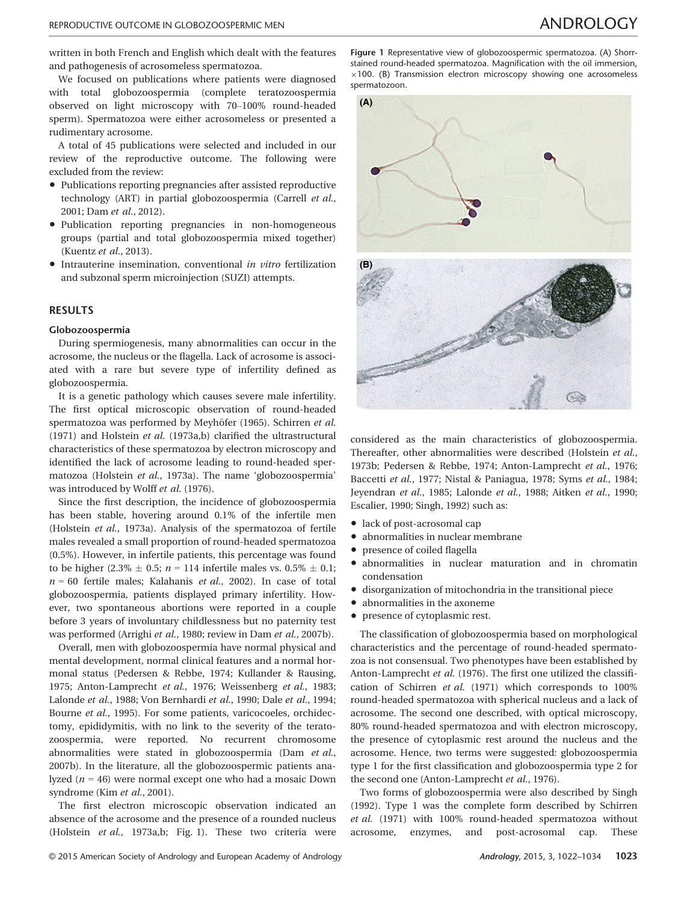written in both French and English which dealt with the features and pathogenesis of acrosomeless spermatozoa.

We focused on publications where patients were diagnosed with total globozoospermia (complete teratozoospermia observed on light microscopy with 70–100% round-headed sperm). Spermatozoa were either acrosomeless or presented a rudimentary acrosome.

A total of 45 publications were selected and included in our review of the reproductive outcome. The following were excluded from the review:

- Publications reporting pregnancies after assisted reproductive technology (ART) in partial globozoospermia (Carrell *et al.*, 2001; Dam *et al.*, 2012).
- Publication reporting pregnancies in non-homogeneous groups (partial and total globozoospermia mixed together) (Kuentz *et al.*, 2013).
- Intrauterine insemination, conventional *in vitro* fertilization and subzonal sperm microinjection (SUZI) attempts.

## RESULTS

### Globozoospermia

During spermiogenesis, many abnormalities can occur in the acrosome, the nucleus or the flagella. Lack of acrosome is associated with a rare but severe type of infertility defined as globozoospermia.

It is a genetic pathology which causes severe male infertility. The first optical microscopic observation of round-headed spermatozoa was performed by Meyhöfer (1965). Schirren *et al.* (1971) and Holstein *et al.* (1973a,b) clarified the ultrastructural characteristics of these spermatozoa by electron microscopy and identified the lack of acrosome leading to round-headed spermatozoa (Holstein *et al.*, 1973a). The name 'globozoospermia' was introduced by Wolff *et al.* (1976).

Since the first description, the incidence of globozoospermia has been stable, hovering around 0.1% of the infertile men (Holstein *et al.*, 1973a). Analysis of the spermatozoa of fertile males revealed a small proportion of round-headed spermatozoa (0.5%). However, in infertile patients, this percentage was found to be higher (2.3% ± 0.5; $n = 114$ infertile males vs. 0.5% ± 0.1; $n = 60$ fertile males; Kalahanis *et al.*, 2002). In case of total globozoospermia, patients displayed primary infertility. However, two spontaneous abortions were reported in a couple before 3 years of involuntary childlessness but no paternity test was performed (Arrighi *et al.*, 1980; review in Dam *et al.*, 2007b).

Overall, men with globozoospermia have normal physical and mental development, normal clinical features and a normal hormonal status (Pedersen & Rebbe, 1974; Kullander & Rausing, 1975; Anton-Lamprecht *et al.*, 1976; Weissenberg *et al.*, 1983; Lalonde *et al.*, 1988; Von Bernhardi *et al.*, 1990; Dale *et al.*, 1994; Bourne *et al.*, 1995). For some patients, varicoceles, orchidectomy, epididymitis, with no link to the severity of the teratozoospermia, were reported. No recurrent chromosome abnormalities were stated in globozoospermia (Dam *et al.*, 2007b). In the literature, all the globozoospermic patients analyzed ($n = 46$) were normal except one who had a mosaic Down syndrome (Kim *et al.*, 2001).

The first electron microscopic observation indicated an absence of the acrosome and the presence of a rounded nucleus (Holstein *et al.*, 1973a,b; Fig. 1). These two criteria were considered as the main characteristics of globozoospermia. Thereafter, other abnormalities were described (Holstein *et al.*, 1973b; Pedersen & Rebbe, 1974; Anton-Lamprecht *et al.*, 1976; Baccetti *et al.*, 1977; Nistal & Paniagua, 1978; Syms *et al.*, 1984; Jeyendran *et al.*, 1985; Lalonde *et al.*, 1988; Aitken *et al.*, 1990; Escalier, 1990; Singh, 1992) such as:

- lack of post-acrosomal cap
- abnormalities in nuclear membrane
- presence of coiled flagella
- abnormalities in nuclear maturation and in chromatin condensation
- disorganization of mitochondria in the transitional piece
- abnormalities in the axoneme
- presence of cytoplasmic rest.

The classification of globozoospermia based on morphological characteristics and the percentage of round-headed spermatozoa is not consensual. Two phenotypes have been established by Anton-Lamprecht *et al.* (1976). The first one utilized the classification of Schirren *et al.* (1971) which corresponds to 100% round-headed spermatozoa with spherical nucleus and a lack of acrosome. The second one described, with optical microscopy, 80% round-headed spermatozoa and with electron microscopy, the presence of cytoplasmic rest around the nucleus and the acrosome. Hence, two terms were suggested: globozoospermia type 1 for the first classification and globozoospermia type 2 for the second one (Anton-Lamprecht *et al.*, 1976).

Two forms of globozoospermia were also described by Singh (1992). Type 1 was the complete form described by Schirren *et al.* (1971) with 100% round-headed spermatozoa without acrosome, enzymes, and post-acrosomal cap. These

**Figure 1** Representative view of globozoospermic spermatozoa. (A) Shorr-stained round-headed spermatozoa. Magnification with the oil immersion, ×100. (B) Transmission electron microscopy showing one acrosomeless spermatozoon.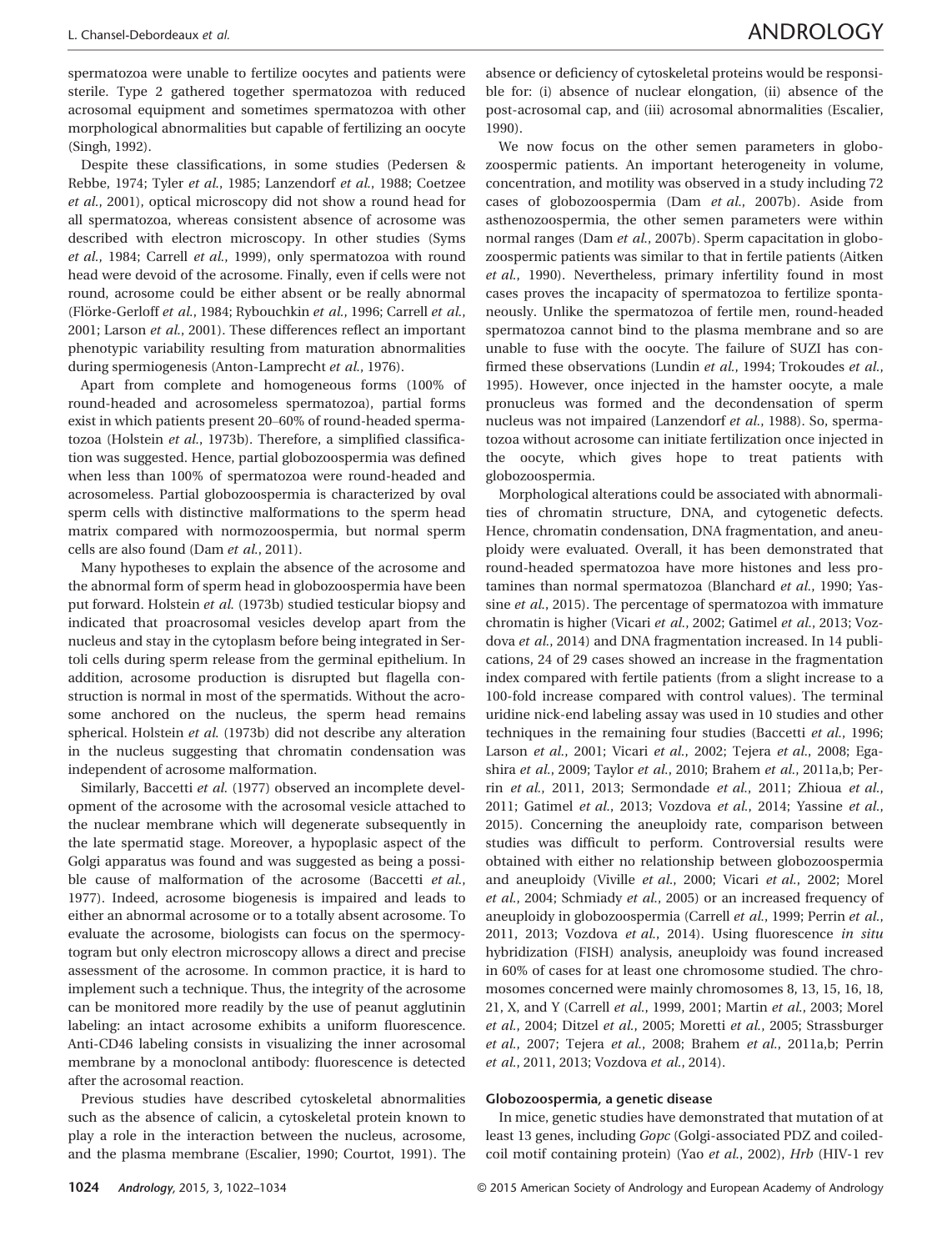spermatozoa were unable to fertilize oocytes and patients were sterile. Type 2 gathered together spermatozoa with reduced acrosomal equipment and sometimes spermatozoa with other morphological abnormalities but capable of fertilizing an oocyte (Singh, 1992).

Despite these classifications, in some studies (Pedersen & Rebbe, 1974; Tyler *et al.*, 1985; Lanzendorf *et al.*, 1988; Coetzee *et al.*, 2001), optical microscopy did not show a round head for all spermatozoa, whereas consistent absence of acrosome was described with electron microscopy. In other studies (Syms *et al.*, 1984; Carrell *et al.*, 1999), only spermatozoa with round head were devoid of the acrosome. Finally, even if cells were not round, acrosome could be either absent or be really abnormal (Flörke-Gerloff *et al.*, 1984; Rybouchkin *et al.*, 1996; Carrell *et al.*, 2001; Larson *et al.*, 2001). These differences reflect an important phenotypic variability resulting from maturation abnormalities during spermiogenesis (Anton-Lamprecht *et al.*, 1976).

Apart from complete and homogeneous forms (100% of round-headed and acrosomeless spermatozoa), partial forms exist in which patients present 20–60% of round-headed spermatozoa (Holstein *et al.*, 1973b). Therefore, a simplified classification was suggested. Hence, partial globozoospermia was defined when less than 100% of spermatozoa were round-headed and acrosomeless. Partial globozoospermia is characterized by oval sperm cells with distinctive malformations to the sperm head matrix compared with normozoospermia, but normal sperm cells are also found (Dam *et al.*, 2011).

Many hypotheses to explain the absence of the acrosome and the abnormal form of sperm head in globozoospermia have been put forward. Holstein *et al.* (1973b) studied testicular biopsy and indicated that proacrosomal vesicles develop apart from the nucleus and stay in the cytoplasm before being integrated in Sertoli cells during sperm release from the germinal epithelium. In addition, acrosome production is disrupted but flagella construction is normal in most of the spermatids. Without the acrosome anchored on the nucleus, the sperm head remains spherical. Holstein *et al.* (1973b) did not describe any alteration in the nucleus suggesting that chromatin condensation was independent of acrosome malformation.

Similarly, Baccetti *et al.* (1977) observed an incomplete development of the acrosome with the acrosomal vesicle attached to the nuclear membrane which will degenerate subsequently in the late spermatid stage. Moreover, a hypoplasic aspect of the Golgi apparatus was found and was suggested as being a possible cause of malformation of the acrosome (Baccetti *et al.*, 1977). Indeed, acrosome biogenesis is impaired and leads to either an abnormal acrosome or to a totally absent acrosome. To evaluate the acrosome, biologists can focus on the spermocytogram but only electron microscopy allows a direct and precise assessment of the acrosome. In common practice, it is hard to implement such a technique. Thus, the integrity of the acrosome can be monitored more readily by the use of peanut agglutinin labeling: an intact acrosome exhibits a uniform fluorescence. Anti-CD46 labeling consists in visualizing the inner acrosomal membrane by a monoclonal antibody: fluorescence is detected after the acrosomal reaction.

Previous studies have described cytoskeletal abnormalities such as the absence of calicin, a cytoskeletal protein known to play a role in the interaction between the nucleus, acrosome, and the plasma membrane (Escalier, 1990; Courtot, 1991). The absence or deficiency of cytoskeletal proteins would be responsible for: (i) absence of nuclear elongation, (ii) absence of the post-acrosomal cap, and (iii) acrosomal abnormalities (Escalier, 1990).

We now focus on the other semen parameters in globozoospermic patients. An important heterogeneity in volume, concentration, and motility was observed in a study including 72 cases of globozoospermia (Dam *et al.*, 2007b). Aside from asthenozoospermia, the other semen parameters were within normal ranges (Dam *et al.*, 2007b). Sperm capacitation in globozoospermic patients was similar to that in fertile patients (Aitken *et al.*, 1990). Nevertheless, primary infertility found in most cases proves the incapacity of spermatozoa to fertilize spontaneously. Unlike the spermatozoa of fertile men, round-headed spermatozoa cannot bind to the plasma membrane and so are unable to fuse with the oocyte. The failure of SUZI has confirmed these observations (Lundin *et al.*, 1994; Trokoudes *et al.*, 1995). However, once injected in the hamster oocyte, a male pronucleus was formed and the decondensation of sperm nucleus was not impaired (Lanzendorf *et al.*, 1988). So, spermatozoa without acrosome can initiate fertilization once injected in the oocyte, which gives hope to treat patients with globozoospermia.

Morphological alterations could be associated with abnormalities of chromatin structure, DNA, and cytogenetic defects. Hence, chromatin condensation, DNA fragmentation, and aneuploidy were evaluated. Overall, it has been demonstrated that round-headed spermatozoa have more histones and less protamines than normal spermatozoa (Blanchard *et al.*, 1990; Yassine *et al.*, 2015). The percentage of spermatozoa with immature chromatin is higher (Vicari *et al.*, 2002; Gatimel *et al.*, 2013; Vozdova *et al.*, 2014) and DNA fragmentation increased. In 14 publications, 24 of 29 cases showed an increase in the fragmentation index compared with fertile patients (from a slight increase to a 100-fold increase compared with control values). The terminal uridine nick-end labeling assay was used in 10 studies and other techniques in the remaining four studies (Baccetti *et al.*, 1996; Larson *et al.*, 2001; Vicari *et al.*, 2002; Tejera *et al.*, 2008; Egashira *et al.*, 2009; Taylor *et al.*, 2010; Brahem *et al.*, 2011a,b; Perrin *et al.*, 2011, 2013; Sermondade *et al.*, 2011; Zhioua *et al.*, 2011; Gatimel *et al.*, 2013; Vozdova *et al.*, 2014; Yassine *et al.*, 2015). Concerning the aneuploidy rate, comparison between studies was difficult to perform. Controversial results were obtained with either no relationship between globozoospermia and aneuploidy (Viville *et al.*, 2000; Vicari *et al.*, 2002; Morel *et al.*, 2004; Schmiady *et al.*, 2005) or an increased frequency of aneuploidy in globozoospermia (Carrell *et al.*, 1999; Perrin *et al.*, 2011, 2013; Vozdova *et al.*, 2014). Using fluorescence *in situ* hybridization (FISH) analysis, aneuploidy was found increased in 60% of cases for at least one chromosome studied. The chromosomes concerned were mainly chromosomes 8, 13, 15, 16, 18, 21, X, and Y (Carrell *et al.*, 1999, 2001; Martin *et al.*, 2003; Morel *et al.*, 2004; Ditzel *et al.*, 2005; Moretti *et al.*, 2005; Strassburger *et al.*, 2007; Tejera *et al.*, 2008; Brahem *et al.*, 2011a,b; Perrin *et al.*, 2011, 2013; Vozdova *et al.*, 2014).

#### Globozoospermia, a genetic disease

In mice, genetic studies have demonstrated that mutation of at least 13 genes, including *Gopc* (Golgi-associated PDZ and coiled-coil motif containing protein) (Yao *et al.*, 2002), *Hrb* (HIV-1 rev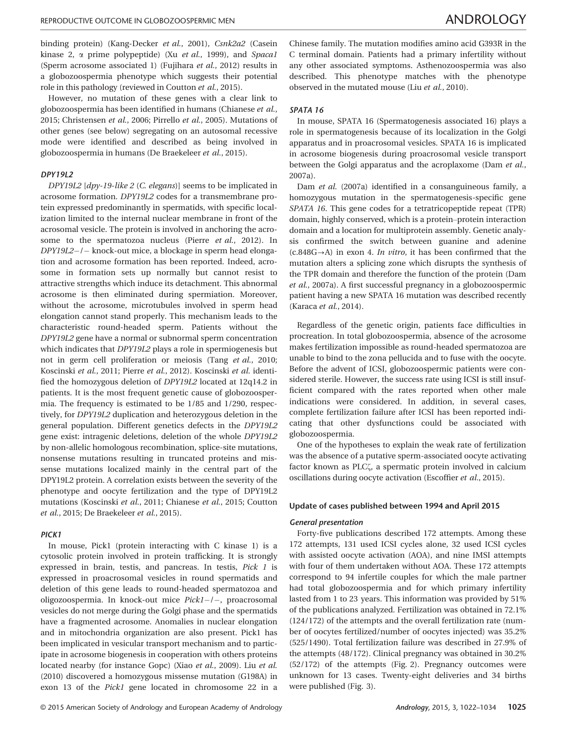binding protein) (Kang-Decker *et al.*, 2001), *Csnk2a2* (Casein kinase 2, α prime polypeptide) (Xu *et al.*, 1999), and *Spaca1* (Sperm acrosome associated 1) (Fujihara *et al.*, 2012) results in a globozoospermia phenotype which suggests their potential role in this pathology (reviewed in Coutton *et al.*, 2015).

However, no mutation of these genes with a clear link to globozoospermia has been identified in humans (Chianese *et al.*, 2015; Christensen *et al.*, 2006; Pirrello *et al.*, 2005). Mutations of other genes (see below) segregating on an autosomal recessive mode were identified and described as being involved in globozoospermia in humans (De Braekeleer *et al.*, 2015).

#### *DPY19L2*

*DPY19L2* [*dpy-19-like 2* (*C. elegans*)] seems to be implicated in acrosome formation. *DPY19L2* codes for a transmembrane protein expressed predominantly in spermatids, with specific localization limited to the internal nuclear membrane in front of the acrosomal vesicle. The protein is involved in anchoring the acrosome to the spermatozoa nucleus (Pierre *et al.*, 2012). In *DPY19L2*−/− knock-out mice, a blockage in sperm head elongation and acrosome formation has been reported. Indeed, acrosome in formation sets up normally but cannot resist to attractive strengths which induce its detachment. This abnormal acrosome is then eliminated during spermiation. Moreover, without the acrosome, microtubules involved in sperm head elongation cannot stand properly. This mechanism leads to the characteristic round-headed sperm. Patients without the *DPY19L2* gene have a normal or subnormal sperm concentration which indicates that *DPY19L2* plays a role in spermiogenesis but not in germ cell proliferation or meiosis (Tang *et al.*, 2010; Koscinski *et al.*, 2011; Pierre *et al.*, 2012). Koscinski *et al.* identified the homozygous deletion of *DPY19L2* located at 12q14.2 in patients. It is the most frequent genetic cause of globozoospermia. The frequency is estimated to be 1/85 and 1/290, respectively, for *DPY19L2* duplication and heterozygous deletion in the general population. Different genetics defects in the *DPY19L2* gene exist: intragenic deletions, deletion of the whole *DPY19L2* by non-allelic homologous recombination, splice-site mutations, nonsense mutations resulting in truncated proteins and missense mutations localized mainly in the central part of the DPY19L2 protein. A correlation exists between the severity of the phenotype and oocyte fertilization and the type of DPY19L2 mutations (Koscinski *et al.*, 2011; Chianese *et al.*, 2015; Coutton *et al.*, 2015; De Braekeleer *et al.*, 2015).

#### *PICK1*

In mouse, Pick1 (protein interacting with C kinase 1) is a cytosolic protein involved in protein trafficking. It is strongly expressed in brain, testis, and pancreas. In testis, *Pick 1* is expressed in proacrosomal vesicles in round spermatids and deletion of this gene leads to round-headed spermatozoa and oligozoospermia. In knock-out mice *Pick1*−/−, proacrosomal vesicles do not merge during the Golgi phase and the spermatids have a fragmented acrosome. Anomalies in nuclear elongation and in mitochondria organization are also present. Pick1 has been implicated in vesicular transport mechanism and to participate in acrosome biogenesis in cooperation with others proteins located nearby (for instance Gopc) (Xiao *et al.*, 2009). Liu *et al.* (2010) discovered a homozygous missense mutation (G198A) in exon 13 of the *Pick1* gene located in chromosome 22 in a Chinese family. The mutation modifies amino acid G393R in the C terminal domain. Patients had a primary infertility without any other associated symptoms. Asthenozoospermia was also described. This phenotype matches with the phenotype observed in the mutated mouse (Liu *et al.*, 2010).

#### *SPATA 16*

In mouse, SPATA 16 (Spermatogenesis associated 16) plays a role in spermatogenesis because of its localization in the Golgi apparatus and in proacrosomal vesicles. SPATA 16 is implicated in acrosome biogenesis during proacrosomal vesicle transport between the Golgi apparatus and the acroplaxome (Dam *et al.*, 2007a).

Dam *et al.* (2007a) identified in a consanguineous family, a homozygous mutation in the spermatogenesis-specific gene *SPATA 16*. This gene codes for a tetratricopeptide repeat (TPR) domain, highly conserved, which is a protein–protein interaction domain and a location for multiprotein assembly. Genetic analysis confirmed the switch between guanine and adenine (c.848G→A) in exon 4. *In vitro*, it has been confirmed that the mutation alters a splicing zone which disrupts the synthesis of the TPR domain and therefore the function of the protein (Dam *et al.*, 2007a). A first successful pregnancy in a globozoospermic patient having a new SPATA 16 mutation was described recently (Karaca *et al.*, 2014).

Regardless of the genetic origin, patients face difficulties in procreation. In total globozoospermia, absence of the acrosome makes fertilization impossible as round-headed spermatozoa are unable to bind to the zona pellucida and to fuse with the oocyte. Before the advent of ICSI, globozoospermic patients were considered sterile. However, the success rate using ICSI is still insufficient compared with the rates reported when other male indications were considered. In addition, in several cases, complete fertilization failure after ICSI has been reported indicating that other dysfunctions could be associated with globozoospermia.

One of the hypotheses to explain the weak rate of fertilization was the absence of a putative sperm-associated oocyte activating factor known as PLCζ, a spermatic protein involved in calcium oscillations during oocyte activation (Escoffier *et al.*, 2015).

### Update of cases published between 1994 and April 2015

#### *General presentation*

Forty-five publications described 172 attempts. Among these 172 attempts, 131 used ICSI cycles alone, 32 used ICSI cycles with assisted oocyte activation (AOA), and nine IMSI attempts with four of them undertaken without AOA. These 172 attempts correspond to 94 infertile couples for which the male partner had total globozoospermia and for which primary infertility lasted from 1 to 23 years. This information was provided by 51% of the publications analyzed. Fertilization was obtained in 72.1% (124/172) of the attempts and the overall fertilization rate (number of oocytes fertilized/number of oocytes injected) was 35.2% (525/1490). Total fertilization failure was described in 27.9% of the attempts (48/172). Clinical pregnancy was obtained in 30.2% (52/172) of the attempts (Fig. 2). Pregnancy outcomes were unknown for 13 cases. Twenty-eight deliveries and 34 births were published (Fig. 3).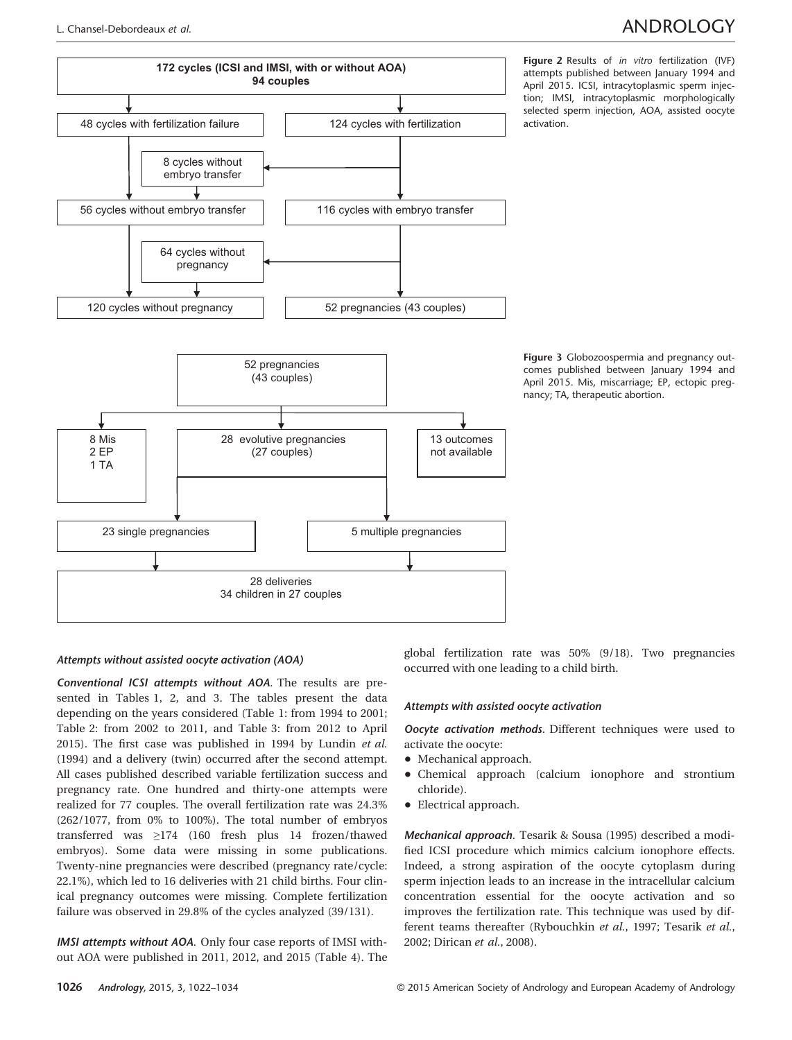172 cycles (ICSI and IMSI, with or without AOA)
94 couples

- 48 cycles with fertilization failure
- 124 cycles with fertilization
- 8 cycles without embryo transfer
- 56 cycles without embryo transfer
- 116 cycles with embryo transfer
- 64 cycles without pregnancy
- 120 cycles without pregnancy
- 52 pregnancies (43 couples)

**Figure 2** Results of *in vitro* fertilization (IVF) attempts published between January 1994 and April 2015. ICSI, intracytoplasmic sperm injection; IMSI, intracytoplasmic morphologically selected sperm injection, AOA, assisted oocyte activation.

52 pregnancies (43 couples)

- 8 Mis, 2 EP, 1 TA
- 28 evolutive pregnancies (27 couples)
- 13 outcomes not available
- 23 single pregnancies
- 5 multiple pregnancies
- 28 deliveries, 34 children in 27 couples

**Figure 3** Globozoospermia and pregnancy outcomes published between January 1994 and April 2015. Mis, miscarriage; EP, ectopic pregnancy; TA, therapeutic abortion.

#### *Attempts without assisted oocyte activation (AOA)*

***Conventional ICSI attempts without AOA.*** The results are presented in Tables 1, 2, and 3. The tables present the data depending on the years considered (Table 1: from 1994 to 2001; Table 2: from 2002 to 2011, and Table 3: from 2012 to April 2015). The first case was published in 1994 by Lundin *et al.* (1994) and a delivery (twin) occurred after the second attempt. All cases published described variable fertilization success and pregnancy rate. One hundred and thirty-one attempts were realized for 77 couples. The overall fertilization rate was 24.3% (262/1077, from 0% to 100%). The total number of embryos transferred was ≥174 (160 fresh plus 14 frozen/thawed embryos). Some data were missing in some publications. Twenty-nine pregnancies were described (pregnancy rate/cycle: 22.1%), which led to 16 deliveries with 21 child births. Four clinical pregnancy outcomes were missing. Complete fertilization failure was observed in 29.8% of the cycles analyzed (39/131).

***IMSI attempts without AOA.*** Only four case reports of IMSI without AOA were published in 2011, 2012, and 2015 (Table 4). The global fertilization rate was 50% (9/18). Two pregnancies occurred with one leading to a child birth.

#### *Attempts with assisted oocyte activation*

***Oocyte activation methods.*** Different techniques were used to activate the oocyte:

- Mechanical approach.
- Chemical approach (calcium ionophore and strontium chloride).
- Electrical approach.

***Mechanical approach.*** Tesarik & Sousa (1995) described a modified ICSI procedure which mimics calcium ionophore effects. Indeed, a strong aspiration of the oocyte cytoplasm during sperm injection leads to an increase in the intracellular calcium concentration essential for the oocyte activation and so improves the fertilization rate. This technique was used by different teams thereafter (Rybouchkin *et al.*, 1997; Tesarik *et al.*, 2002; Dirican *et al.*, 2008).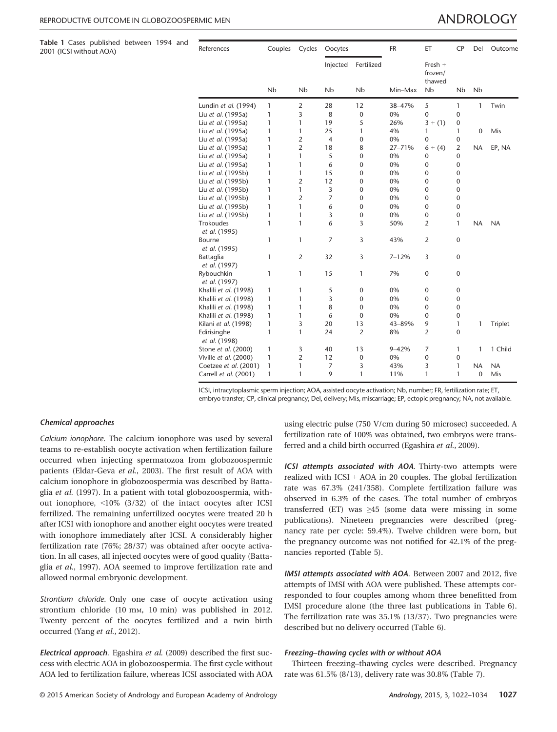**Table 1** Cases published between 1994 and 2001 (ICSI without AOA)

| References | Couples | Cycles | Oocytes | | FR | ET | CP | Del | Outcome |
|---|---|---|---|---|---|---|---|---|---|
| | | | Injected | Fertilized | | Fresh + frozen/ thawed | | | |
| | Nb | Nb | Nb | Nb | Min–Max | Nb | Nb | Nb | |
| Lundin *et al.* (1994) | 1 | 2 | 28 | 12 | 38–47% | 5 | 1 | 1 | Twin |
| Liu *et al.* (1995a) | 1 | 3 | 8 | 0 | 0% | 0 | 0 | | |
| Liu *et al.* (1995a) | 1 | 1 | 19 | 5 | 26% | 3 + (1) | 0 | | |
| Liu *et al.* (1995a) | 1 | 1 | 25 | 1 | 4% | 1 | 1 | 0 | Mis |
| Liu *et al.* (1995a) | 1 | 2 | 4 | 0 | 0% | 0 | 0 | | |
| Liu *et al.* (1995a) | 1 | 2 | 18 | 8 | 27–71% | 6 + (4) | 2 | NA | EP, NA |
| Liu *et al.* (1995a) | 1 | 1 | 5 | 0 | 0% | 0 | 0 | | |
| Liu *et al.* (1995a) | 1 | 1 | 6 | 0 | 0% | 0 | 0 | | |
| Liu *et al.* (1995b) | 1 | 1 | 15 | 0 | 0% | 0 | 0 | | |
| Liu *et al.* (1995b) | 1 | 2 | 12 | 0 | 0% | 0 | 0 | | |
| Liu *et al.* (1995b) | 1 | 1 | 3 | 0 | 0% | 0 | 0 | | |
| Liu *et al.* (1995b) | 1 | 2 | 7 | 0 | 0% | 0 | 0 | | |
| Liu *et al.* (1995b) | 1 | 1 | 6 | 0 | 0% | 0 | 0 | | |
| Liu *et al.* (1995b) | 1 | 1 | 3 | 0 | 0% | 0 | 0 | | |
| Trokoudes *et al.* (1995) | 1 | 1 | 6 | 3 | 50% | 2 | 1 | NA | NA |
| Bourne *et al.* (1995) | 1 | 1 | 7 | 3 | 43% | 2 | 0 | | |
| Battaglia *et al.* (1997) | 1 | 2 | 32 | 3 | 7–12% | 3 | 0 | | |
| Rybouchkin *et al.* (1997) | 1 | 1 | 15 | 1 | 7% | 0 | 0 | | |
| Khalili *et al.* (1998) | 1 | 1 | 5 | 0 | 0% | 0 | 0 | | |
| Khalili *et al.* (1998) | 1 | 1 | 3 | 0 | 0% | 0 | 0 | | |
| Khalili *et al.* (1998) | 1 | 1 | 8 | 0 | 0% | 0 | 0 | | |
| Khalili *et al.* (1998) | 1 | 1 | 6 | 0 | 0% | 0 | 0 | | |
| Kilani *et al.* (1998) | 1 | 3 | 20 | 13 | 43–89% | 9 | 1 | 1 | Triplet |
| Edirisinghe *et al.* (1998) | 1 | 1 | 24 | 2 | 8% | 2 | 0 | | |
| Stone *et al.* (2000) | 1 | 3 | 40 | 13 | 9–42% | 7 | 1 | 1 | 1 Child |
| Viville *et al.* (2000) | 1 | 2 | 12 | 0 | 0% | 0 | 0 | | |
| Coetzee *et al.* (2001) | 1 | 1 | 7 | 3 | 43% | 3 | 1 | NA | NA |
| Carrell *et al.* (2001) | 1 | 1 | 9 | 1 | 11% | 1 | 1 | 0 | Mis |

ICSI, intracytoplasmic sperm injection; AOA, assisted oocyte activation; Nb, number; FR, fertilization rate; ET, embryo transfer; CP, clinical pregnancy; Del, delivery; Mis, miscarriage; EP, ectopic pregnancy; NA, not available.

#### *Chemical approaches*

*Calcium ionophore*. The calcium ionophore was used by several teams to re-establish oocyte activation when fertilization failure occurred when injecting spermatozoa from globozoospermic patients (Eldar-Geva *et al.*, 2003). The first result of AOA with calcium ionophore in globozoospermia was described by Battaglia *et al.* (1997). In a patient with total globozoospermia, without ionophore, <10% (3/32) of the intact oocytes after ICSI fertilized. The remaining unfertilized oocytes were treated 20 h after ICSI with ionophore and another eight oocytes were treated with ionophore immediately after ICSI. A considerably higher fertilization rate (76%; 28/37) was obtained after oocyte activation. In all cases, all injected oocytes were of good quality (Battaglia *et al.*, 1997). AOA seemed to improve fertilization rate and allowed normal embryonic development.

*Strontium chloride*. Only one case of oocyte activation using strontium chloride (10 mM, 10 min) was published in 2012. Twenty percent of the oocytes fertilized and a twin birth occurred (Yang *et al.*, 2012).

***Electrical approach***. Egashira *et al.* (2009) described the first success with electric AOA in globozoospermia. The first cycle without AOA led to fertilization failure, whereas ICSI associated with AOA using electric pulse (750 V/cm during 50 microsec) succeeded. A fertilization rate of 100% was obtained, two embryos were transferred and a child birth occurred (Egashira *et al.*, 2009).

***ICSI attempts associated with AOA***. Thirty-two attempts were realized with ICSI + AOA in 20 couples. The global fertilization rate was 67.3% (241/358). Complete fertilization failure was observed in 6.3% of the cases. The total number of embryos transferred (ET) was ≥45 (some data were missing in some publications). Nineteen pregnancies were described (pregnancy rate per cycle: 59.4%). Twelve children were born, but the pregnancy outcome was not notified for 42.1% of the pregnancies reported (Table 5).

***IMSI attempts associated with AOA***. Between 2007 and 2012, five attempts of IMSI with AOA were published. These attempts corresponded to four couples among whom three benefitted from IMSI procedure alone (the three last publications in Table 6). The fertilization rate was 35.1% (13/37). Two pregnancies were described but no delivery occurred (Table 6).

#### *Freezing–thawing cycles with or without AOA*

Thirteen freezing–thawing cycles were described. Pregnancy rate was 61.5% (8/13), delivery rate was 30.8% (Table 7).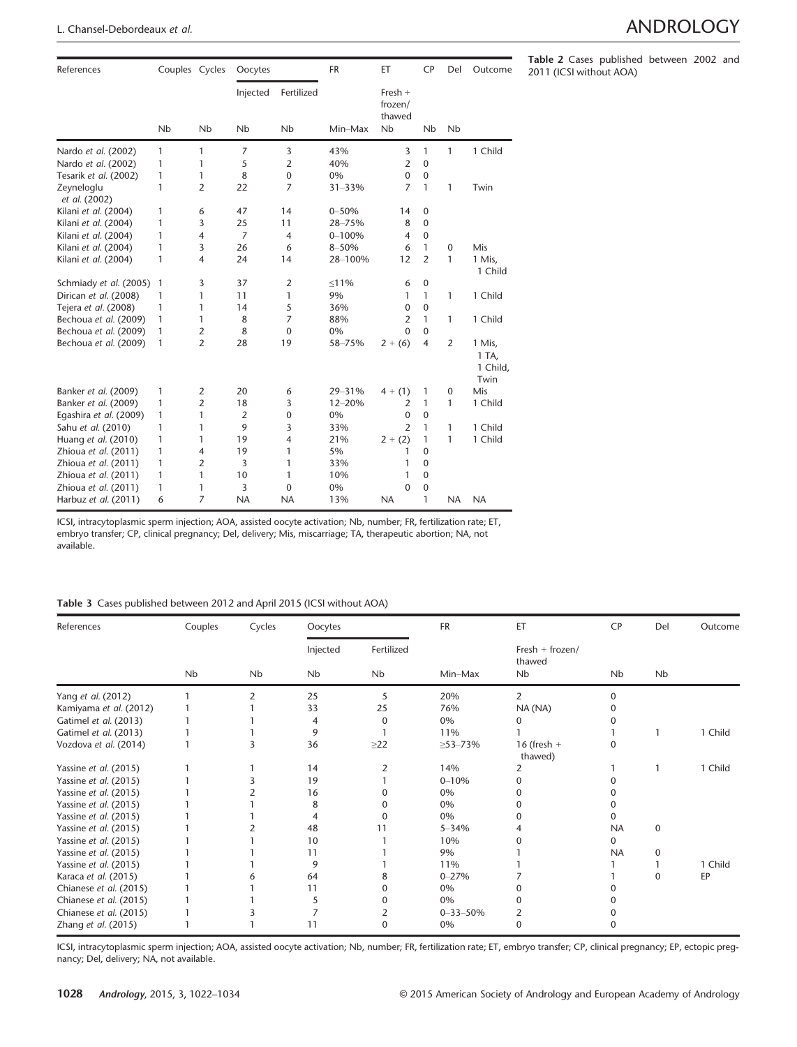**Table 2** Cases published between 2002 and 2011 (ICSI without AOA)

| References | Couples | Cycles | Oocytes | | FR | ET | CP | Del | Outcome |
|---|---|---|---|---|---|---|---|---|---|
| | | | Injected | Fertilized | | Fresh + frozen/ thawed | | | |
| | Nb | Nb | Nb | Nb | Min–Max | Nb | Nb | Nb | |
| Nardo *et al.* (2002) | 1 | 1 | 7 | 3 | 43% | 3 | 1 | 1 | 1 Child |
| Nardo *et al.* (2002) | 1 | 1 | 5 | 2 | 40% | 2 | 0 | | |
| Tesarik *et al.* (2002) | 1 | 1 | 8 | 0 | 0% | 0 | 0 | | |
| Zeyneloglu *et al.* (2002) | 1 | 2 | 22 | 7 | 31–33% | 7 | 1 | 1 | Twin |
| Kilani *et al.* (2004) | 1 | 6 | 47 | 14 | 0–50% | 14 | 0 | | |
| Kilani *et al.* (2004) | 1 | 3 | 25 | 11 | 28–75% | 8 | 0 | | |
| Kilani *et al.* (2004) | 1 | 4 | 7 | 4 | 0–100% | 4 | 0 | | |
| Kilani *et al.* (2004) | 1 | 3 | 26 | 6 | 8–50% | 6 | 1 | 0 | Mis |
| Kilani *et al.* (2004) | 1 | 4 | 24 | 14 | 28–100% | 12 | 2 | 1 | 1 Mis, 1 Child |
| Schmiady *et al.* (2005) | 1 | 3 | 37 | 2 | ≤11% | 6 | 0 | | |
| Dirican *et al.* (2008) | 1 | 1 | 11 | 1 | 9% | 1 | 1 | 1 | 1 Child |
| Tejera *et al.* (2008) | 1 | 1 | 14 | 5 | 36% | 0 | 0 | | |
| Bechoua *et al.* (2009) | 1 | 1 | 8 | 7 | 88% | 2 | 1 | 1 | 1 Child |
| Bechoua *et al.* (2009) | 1 | 2 | 8 | 0 | 0% | 0 | 0 | | |
| Bechoua *et al.* (2009) | 1 | 2 | 28 | 19 | 58–75% | 2 + (6) | 4 | 2 | 1 Mis, 1 TA, 1 Child, Twin |
| Banker *et al.* (2009) | 1 | 2 | 20 | 6 | 29–31% | 4 + (1) | 1 | 0 | Mis |
| Banker *et al.* (2009) | 1 | 2 | 18 | 3 | 12–20% | 2 | 1 | 1 | 1 Child |
| Egashira *et al.* (2009) | 1 | 1 | 2 | 0 | 0% | 0 | 0 | | |
| Sahu *et al.* (2010) | 1 | 1 | 9 | 3 | 33% | 2 | 1 | 1 | 1 Child |
| Huang *et al.* (2010) | 1 | 1 | 19 | 4 | 21% | 2 + (2) | 1 | 1 | 1 Child |
| Zhioua *et al.* (2011) | 1 | 4 | 19 | 1 | 5% | 1 | 0 | | |
| Zhioua *et al.* (2011) | 1 | 2 | 3 | 1 | 33% | 1 | 0 | | |
| Zhioua *et al.* (2011) | 1 | 1 | 10 | 1 | 10% | 1 | 0 | | |
| Zhioua *et al.* (2011) | 1 | 1 | 3 | 0 | 0% | 0 | 0 | | |
| Harbuz *et al.* (2011) | 6 | 7 | NA | NA | 13% | NA | 1 | NA | NA |

ICSI, intracytoplasmic sperm injection; AOA, assisted oocyte activation; Nb, number; FR, fertilization rate; ET, embryo transfer; CP, clinical pregnancy; Del, delivery; Mis, miscarriage; TA, therapeutic abortion; NA, not available.

**Table 3** Cases published between 2012 and April 2015 (ICSI without AOA)

| References | Couples | Cycles | Oocytes | | FR | ET | CP | Del | Outcome |
|---|---|---|---|---|---|---|---|---|---|
| | | | Injected | Fertilized | | Fresh + frozen/ thawed | | | |
| | Nb | Nb | Nb | Nb | Min–Max | Nb | Nb | Nb | |
| Yang *et al.* (2012) | 1 | 2 | 25 | 5 | 20% | 2 | 0 | | |
| Kamiyama *et al.* (2012) | 1 | 1 | 33 | 25 | 76% | NA (NA) | 0 | | |
| Gatimel *et al.* (2013) | 1 | 1 | 4 | 0 | 0% | 0 | 0 | | |
| Gatimel *et al.* (2013) | 1 | 1 | 9 | 1 | 11% | 1 | 1 | 1 | 1 Child |
| Vozdova *et al.* (2014) | 1 | 3 | 36 | ≥22 | ≥53–73% | 16 (fresh + thawed) | 0 | | |
| Yassine *et al.* (2015) | 1 | 1 | 14 | 2 | 14% | 2 | 1 | 1 | 1 Child |
| Yassine *et al.* (2015) | 1 | 3 | 19 | 1 | 0–10% | 0 | 0 | | |
| Yassine *et al.* (2015) | 1 | 2 | 16 | 0 | 0% | 0 | 0 | | |
| Yassine *et al.* (2015) | 1 | 1 | 8 | 0 | 0% | 0 | 0 | | |
| Yassine *et al.* (2015) | 1 | 1 | 4 | 0 | 0% | 0 | 0 | | |
| Yassine *et al.* (2015) | 1 | 2 | 48 | 11 | 5–34% | 4 | NA | 0 | |
| Yassine *et al.* (2015) | 1 | 1 | 10 | 1 | 10% | 0 | 0 | | |
| Yassine *et al.* (2015) | 1 | 1 | 11 | 1 | 9% | 1 | NA | 0 | |
| Yassine *et al.* (2015) | 1 | 1 | 9 | 1 | 11% | 1 | 1 | 1 | 1 Child |
| Karaca *et al.* (2015) | 1 | 6 | 64 | 8 | 0–27% | 7 | 1 | 0 | EP |
| Chianese *et al.* (2015) | 1 | 1 | 11 | 0 | 0% | 0 | 0 | | |
| Chianese *et al.* (2015) | 1 | 1 | 5 | 0 | 0% | 0 | 0 | | |
| Chianese *et al.* (2015) | 1 | 3 | 7 | 2 | 0–33–50% | 2 | 0 | | |
| Zhang *et al.* (2015) | 1 | 1 | 11 | 0 | 0% | 0 | 0 | | |

ICSI, intracytoplasmic sperm injection; AOA, assisted oocyte activation; Nb, number; FR, fertilization rate; ET, embryo transfer; CP, clinical pregnancy; EP, ectopic pregnancy; Del, delivery; NA, not available.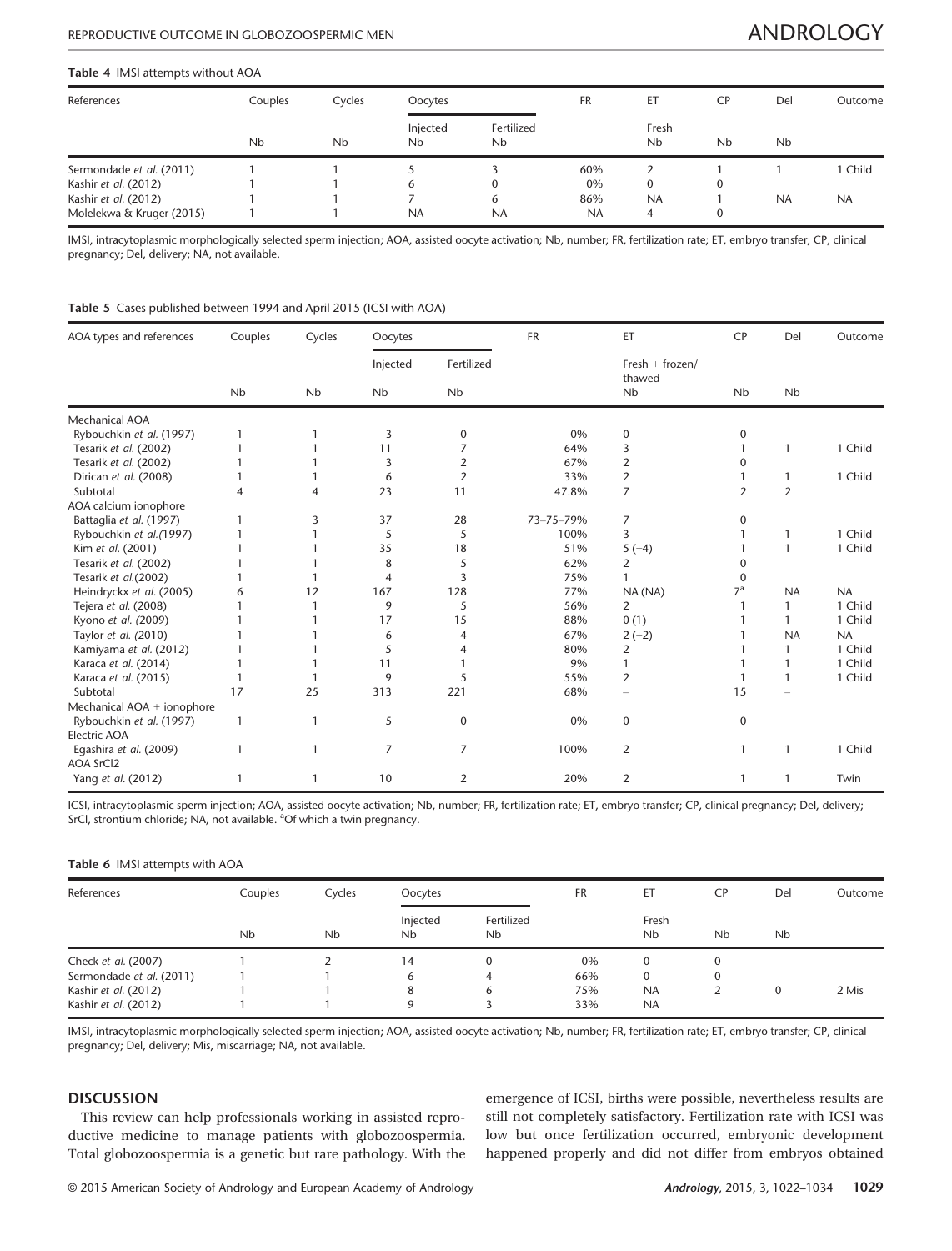**Table 4** IMSI attempts without AOA

| References | Couples | Cycles | Oocytes | | FR | ET | CP | Del | Outcome |
|---|---|---|---|---|---|---|---|---|---|
| | | | Injected | Fertilized | | Fresh | | | |
| | Nb | Nb | Nb | Nb | | Nb | Nb | Nb | |
| Sermondade *et al.* (2011) | 1 | 1 | 5 | 3 | 60% | 2 | 1 | 1 | 1 Child |
| Kashir *et al.* (2012) | 1 | 1 | 6 | 0 | 0% | 0 | 0 | | |
| Kashir *et al.* (2012) | 1 | 1 | 7 | 6 | 86% | NA | 1 | NA | NA |
| Molelekwa & Kruger (2015) | 1 | 1 | NA | NA | NA | 4 | 0 | | |

IMSI, intracytoplasmic morphologically selected sperm injection; AOA, assisted oocyte activation; Nb, number; FR, fertilization rate; ET, embryo transfer; CP, clinical pregnancy; Del, delivery; NA, not available.

**Table 5** Cases published between 1994 and April 2015 (ICSI with AOA)

| AOA types and references | Couples | Cycles | Oocytes | | FR | ET | CP | Del | Outcome |
|---|---|---|---|---|---|---|---|---|---|
| | | | Injected | Fertilized | | Fresh + frozen/ thawed | | | |
| | Nb | Nb | Nb | Nb | | Nb | Nb | Nb | |
| Mechanical AOA | | | | | | | | | |
| Rybouchkin *et al.* (1997) | 1 | 1 | 3 | 0 | 0% | 0 | 0 | | |
| Tesarik *et al.* (2002) | 1 | 1 | 11 | 7 | 64% | 3 | 1 | 1 | 1 Child |
| Tesarik *et al.* (2002) | 1 | 1 | 3 | 2 | 67% | 2 | 0 | | |
| Dirican *et al.* (2008) | 1 | 1 | 6 | 2 | 33% | 2 | 1 | 1 | 1 Child |
| Subtotal | 4 | 4 | 23 | 11 | 47.8% | 7 | 2 | 2 | |
| AOA calcium ionophore | | | | | | | | | |
| Battaglia *et al.* (1997) | 1 | 3 | 37 | 28 | 73–75–79% | 7 | 0 | | |
| Rybouchkin *et al.*(1997) | 1 | 1 | 5 | 5 | 100% | 3 | 1 | 1 | 1 Child |
| Kim *et al.* (2001) | 1 | 1 | 35 | 18 | 51% | 5 (+4) | 1 | 1 | 1 Child |
| Tesarik *et al.* (2002) | 1 | 1 | 8 | 5 | 62% | 2 | 0 | | |
| Tesarik *et al.*(2002) | 1 | 1 | 4 | 3 | 75% | 1 | 0 | | |
| Heindryckx *et al.* (2005) | 6 | 12 | 167 | 128 | 77% | NA (NA) | 7[a] | NA | NA |
| Tejera *et al.* (2008) | 1 | 1 | 9 | 5 | 56% | 2 | 1 | 1 | 1 Child |
| Kyono *et al.* (2009) | 1 | 1 | 17 | 15 | 88% | 0 (1) | 1 | 1 | 1 Child |
| Taylor *et al.* (2010) | 1 | 1 | 6 | 4 | 67% | 2 (+2) | 1 | NA | NA |
| Kamiyama *et al.* (2012) | 1 | 1 | 5 | 4 | 80% | 2 | 1 | 1 | 1 Child |
| Karaca *et al.* (2014) | 1 | 1 | 11 | 1 | 9% | 1 | 1 | 1 | 1 Child |
| Karaca *et al.* (2015) | 1 | 1 | 9 | 5 | 55% | 2 | 1 | 1 | 1 Child |
| Subtotal | 17 | 25 | 313 | 221 | 68% | – | 15 | – | |
| Mechanical AOA + ionophore | | | | | | | | | |
| Rybouchkin *et al.* (1997) | 1 | 1 | 5 | 0 | 0% | 0 | 0 | | |
| Electric AOA | | | | | | | | | |
| Egashira *et al.* (2009) | 1 | 1 | 7 | 7 | 100% | 2 | 1 | 1 | 1 Child |
| AOA SrCl2 | | | | | | | | | |
| Yang *et al.* (2012) | 1 | 1 | 10 | 2 | 20% | 2 | 1 | 1 | Twin |

ICSI, intracytoplasmic sperm injection; AOA, assisted oocyte activation; Nb, number; FR, fertilization rate; ET, embryo transfer; CP, clinical pregnancy; Del, delivery; SrCl, strontium chloride; NA, not available. [a]Of which a twin pregnancy.

**Table 6** IMSI attempts with AOA

| References | Couples | Cycles | Oocytes | | FR | ET | CP | Del | Outcome |
|---|---|---|---|---|---|---|---|---|---|
| | | | Injected | Fertilized | | Fresh | | | |
| | Nb | Nb | Nb | Nb | | Nb | Nb | Nb | |
| Check *et al.* (2007) | 1 | 2 | 14 | 0 | 0% | 0 | 0 | | |
| Sermondade *et al.* (2011) | 1 | 1 | 6 | 4 | 66% | 0 | 0 | | |
| Kashir *et al.* (2012) | 1 | 1 | 8 | 6 | 75% | NA | 2 | 0 | 2 Mis |
| Kashir *et al.* (2012) | 1 | 1 | 9 | 3 | 33% | NA | | | |

IMSI, intracytoplasmic morphologically selected sperm injection; AOA, assisted oocyte activation; Nb, number; FR, fertilization rate; ET, embryo transfer; CP, clinical pregnancy; Del, delivery; Mis, miscarriage; NA, not available.

## DISCUSSION

This review can help professionals working in assisted reproductive medicine to manage patients with globozoospermia. Total globozoospermia is a genetic but rare pathology. With the emergence of ICSI, births were possible, nevertheless results are still not completely satisfactory. Fertilization rate with ICSI was low but once fertilization occurred, embryonic development happened properly and did not differ from embryos obtained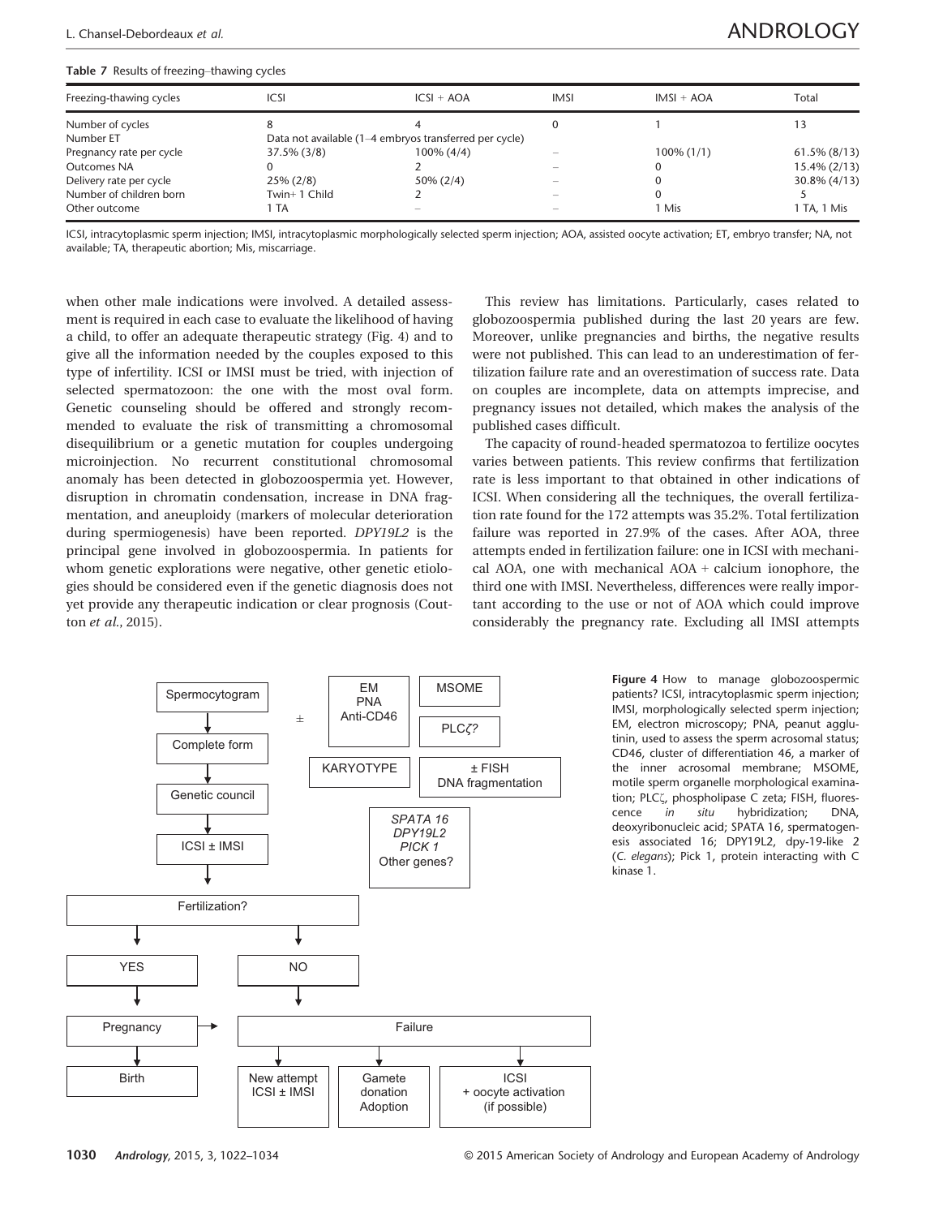**Table 7** Results of freezing–thawing cycles

| Freezing-thawing cycles | ICSI | ICSI + AOA | IMSI | IMSI + AOA | Total |
|---|---|---|---|---|---|
| Number of cycles | 8 | 4 | 0 | 1 | 13 |
| Number ET | Data not available (1–4 embryos transferred per cycle) | | | | |
| Pregnancy rate per cycle | 37.5% (3/8) | 100% (4/4) | – | 100% (1/1) | 61.5% (8/13) |
| Outcomes NA | 0 | 2 | – | 0 | 15.4% (2/13) |
| Delivery rate per cycle | 25% (2/8) | 50% (2/4) | – | 0 | 30.8% (4/13) |
| Number of children born | Twin+ 1 Child | 2 | – | 0 | 5 |
| Other outcome | 1 TA | – | – | 1 Mis | 1 TA, 1 Mis |

ICSI, intracytoplasmic sperm injection; IMSI, intracytoplasmic morphologically selected sperm injection; AOA, assisted oocyte activation; ET, embryo transfer; NA, not available; TA, therapeutic abortion; Mis, miscarriage.

when other male indications were involved. A detailed assessment is required in each case to evaluate the likelihood of having a child, to offer an adequate therapeutic strategy (Fig. 4) and to give all the information needed by the couples exposed to this type of infertility. ICSI or IMSI must be tried, with injection of selected spermatozoon: the one with the most oval form. Genetic counseling should be offered and strongly recommended to evaluate the risk of transmitting a chromosomal disequilibrium or a genetic mutation for couples undergoing microinjection. No recurrent constitutional chromosomal anomaly has been detected in globozoospermia yet. However, disruption in chromatin condensation, increase in DNA fragmentation, and aneuploidy (markers of molecular deterioration during spermiogenesis) have been reported. *DPY19L2* is the principal gene involved in globozoospermia. In patients for whom genetic explorations were negative, other genetic etiologies should be considered even if the genetic diagnosis does not yet provide any therapeutic indication or clear prognosis (Coutton *et al.*, 2015).

This review has limitations. Particularly, cases related to globozoospermia published during the last 20 years are few. Moreover, unlike pregnancies and births, the negative results were not published. This can lead to an underestimation of fertilization failure rate and an overestimation of success rate. Data on couples are incomplete, data on attempts imprecise, and pregnancy issues not detailed, which makes the analysis of the published cases difficult.

The capacity of round-headed spermatozoa to fertilize oocytes varies between patients. This review confirms that fertilization rate is less important to that obtained in other indications of ICSI. When considering all the techniques, the overall fertilization rate found for the 172 attempts was 35.2%. Total fertilization failure was reported in 27.9% of the cases. After AOA, three attempts ended in fertilization failure: one in ICSI with mechanical AOA, one with mechanical AOA + calcium ionophore, the third one with IMSI. Nevertheless, differences were really important according to the use or not of AOA which could improve considerably the pregnancy rate. Excluding all IMSI attempts

Spermocytogram → Complete form → Genetic council → ICSI ± IMSI → Fertilization?

± EM, PNA, Anti-CD46 | MSOME | PLCζ? | KARYOTYPE | ± FISH, DNA fragmentation | *SPATA 16*, *DPY19L2*, *PICK 1*, Other genes?

Fertilization? → YES → Pregnancy → Birth; Pregnancy → Failure

Fertilization? → NO → Failure → New attempt ICSI ± IMSI | Gamete donation, Adoption | ICSI + oocyte activation (if possible)

**Figure 4** How to manage globozoospermic patients? ICSI, intracytoplasmic sperm injection; IMSI, morphologically selected sperm injection; EM, electron microscopy; PNA, peanut agglutinin, used to assess the sperm acrosomal status; CD46, cluster of differentiation 46, a marker of the inner acrosomal membrane; MSOME, motile sperm organelle morphological examination; PLCζ, phospholipase C zeta; FISH, fluorescence *in situ* hybridization; DNA, deoxyribonucleic acid; SPATA 16, spermatogenesis associated 16; DPY19L2, dpy-19-like 2 (*C. elegans*); Pick 1, protein interacting with C kinase 1.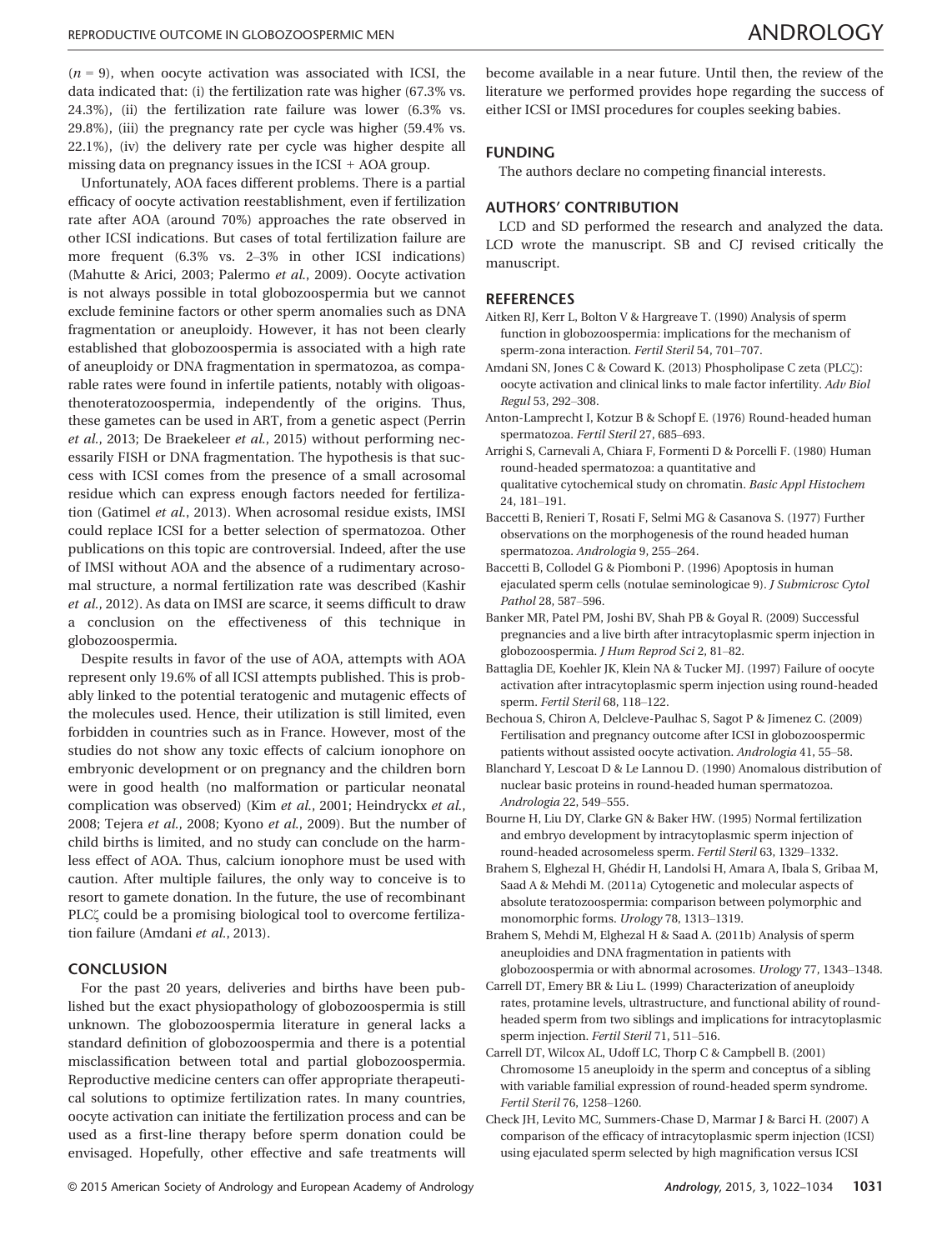($n$ = 9), when oocyte activation was associated with ICSI, the data indicated that: (i) the fertilization rate was higher (67.3% vs. 24.3%), (ii) the fertilization rate failure was lower (6.3% vs. 29.8%), (iii) the pregnancy rate per cycle was higher (59.4% vs. 22.1%), (iv) the delivery rate per cycle was higher despite all missing data on pregnancy issues in the ICSI + AOA group.

Unfortunately, AOA faces different problems. There is a partial efficacy of oocyte activation reestablishment, even if fertilization rate after AOA (around 70%) approaches the rate observed in other ICSI indications. But cases of total fertilization failure are more frequent (6.3% vs. 2–3% in other ICSI indications) (Mahutte & Arici, 2003; Palermo *et al.*, 2009). Oocyte activation is not always possible in total globozoospermia but we cannot exclude feminine factors or other sperm anomalies such as DNA fragmentation or aneuploidy. However, it has not been clearly established that globozoospermia is associated with a high rate of aneuploidy or DNA fragmentation in spermatozoa, as comparable rates were found in infertile patients, notably with oligoasthenoteratozoospermia, independently of the origins. Thus, these gametes can be used in ART, from a genetic aspect (Perrin *et al.*, 2013; De Braekeleer *et al.*, 2015) without performing necessarily FISH or DNA fragmentation. The hypothesis is that success with ICSI comes from the presence of a small acrosomal residue which can express enough factors needed for fertilization (Gatimel *et al.*, 2013). When acrosomal residue exists, IMSI could replace ICSI for a better selection of spermatozoa. Other publications on this topic are controversial. Indeed, after the use of IMSI without AOA and the absence of a rudimentary acrosomal structure, a normal fertilization rate was described (Kashir *et al.*, 2012). As data on IMSI are scarce, it seems difficult to draw a conclusion on the effectiveness of this technique in globozoospermia.

Despite results in favor of the use of AOA, attempts with AOA represent only 19.6% of all ICSI attempts published. This is probably linked to the potential teratogenic and mutagenic effects of the molecules used. Hence, their utilization is still limited, even forbidden in countries such as in France. However, most of the studies do not show any toxic effects of calcium ionophore on embryonic development or on pregnancy and the children born were in good health (no malformation or particular neonatal complication was observed) (Kim *et al.*, 2001; Heindryckx *et al.*, 2008; Tejera *et al.*, 2008; Kyono *et al.*, 2009). But the number of child births is limited, and no study can conclude on the harmless effect of AOA. Thus, calcium ionophore must be used with caution. After multiple failures, the only way to conceive is to resort to gamete donation. In the future, the use of recombinant PLCζ could be a promising biological tool to overcome fertilization failure (Amdani *et al.*, 2013).

## CONCLUSION

For the past 20 years, deliveries and births have been published but the exact physiopathology of globozoospermia is still unknown. The globozoospermia literature in general lacks a standard definition of globozoospermia and there is a potential misclassification between total and partial globozoospermia. Reproductive medicine centers can offer appropriate therapeutical solutions to optimize fertilization rates. In many countries, oocyte activation can initiate the fertilization process and can be used as a first-line therapy before sperm donation could be envisaged. Hopefully, other effective and safe treatments will become available in a near future. Until then, the review of the literature we performed provides hope regarding the success of either ICSI or IMSI procedures for couples seeking babies.

## FUNDING

The authors declare no competing financial interests.

## AUTHORS' CONTRIBUTION

LCD and SD performed the research and analyzed the data. LCD wrote the manuscript. SB and CJ revised critically the manuscript.

## REFERENCES

Aitken RJ, Kerr L, Bolton V & Hargreave T. (1990) Analysis of sperm function in globozoospermia: implications for the mechanism of sperm-zona interaction. *Fertil Steril* 54, 701–707.

Amdani SN, Jones C & Coward K. (2013) Phospholipase C zeta (PLCζ): oocyte activation and clinical links to male factor infertility. *Adv Biol Regul* 53, 292–308.

Anton-Lamprecht I, Kotzur B & Schopf E. (1976) Round-headed human spermatozoa. *Fertil Steril* 27, 685–693.

Arrighi S, Carnevali A, Chiara F, Formenti D & Porcelli F. (1980) Human round-headed spermatozoa: a quantitative and qualitative cytochemical study on chromatin. *Basic Appl Histochem* 24, 181–191.

Baccetti B, Renieri T, Rosati F, Selmi MG & Casanova S. (1977) Further observations on the morphogenesis of the round headed human spermatozoa. *Andrologia* 9, 255–264.

Baccetti B, Collodel G & Piomboni P. (1996) Apoptosis in human ejaculated sperm cells (notulae seminologicae 9). *J Submicrosc Cytol Pathol* 28, 587–596.

Banker MR, Patel PM, Joshi BV, Shah PB & Goyal R. (2009) Successful pregnancies and a live birth after intracytoplasmic sperm injection in globozoospermia. *J Hum Reprod Sci* 2, 81–82.

Battaglia DE, Koehler JK, Klein NA & Tucker MJ. (1997) Failure of oocyte activation after intracytoplasmic sperm injection using round-headed sperm. *Fertil Steril* 68, 118–122.

Bechoua S, Chiron A, Delcleve-Paulhac S, Sagot P & Jimenez C. (2009) Fertilisation and pregnancy outcome after ICSI in globozoospermic patients without assisted oocyte activation. *Andrologia* 41, 55–58.

Blanchard Y, Lescoat D & Le Lannou D. (1990) Anomalous distribution of nuclear basic proteins in round-headed human spermatozoa. *Andrologia* 22, 549–555.

Bourne H, Liu DY, Clarke GN & Baker HW. (1995) Normal fertilization and embryo development by intracytoplasmic sperm injection of round-headed acrosomeless sperm. *Fertil Steril* 63, 1329–1332.

Brahem S, Elghezal H, Ghédir H, Landolsi H, Amara A, Ibala S, Gribaa M, Saad A & Mehdi M. (2011a) Cytogenetic and molecular aspects of absolute teratozoospermia: comparison between polymorphic and monomorphic forms. *Urology* 78, 1313–1319.

Brahem S, Mehdi M, Elghezal H & Saad A. (2011b) Analysis of sperm aneuploidies and DNA fragmentation in patients with globozoospermia or with abnormal acrosomes. *Urology* 77, 1343–1348.

Carrell DT, Emery BR & Liu L. (1999) Characterization of aneuploidy rates, protamine levels, ultrastructure, and functional ability of round-headed sperm from two siblings and implications for intracytoplasmic sperm injection. *Fertil Steril* 71, 511–516.

Carrell DT, Wilcox AL, Udoff LC, Thorp C & Campbell B. (2001) Chromosome 15 aneuploidy in the sperm and conceptus of a sibling with variable familial expression of round-headed sperm syndrome. *Fertil Steril* 76, 1258–1260.

Check JH, Levito MC, Summers-Chase D, Marmar J & Barci H. (2007) A comparison of the efficacy of intracytoplasmic sperm injection (ICSI) using ejaculated sperm selected by high magnification versus ICSI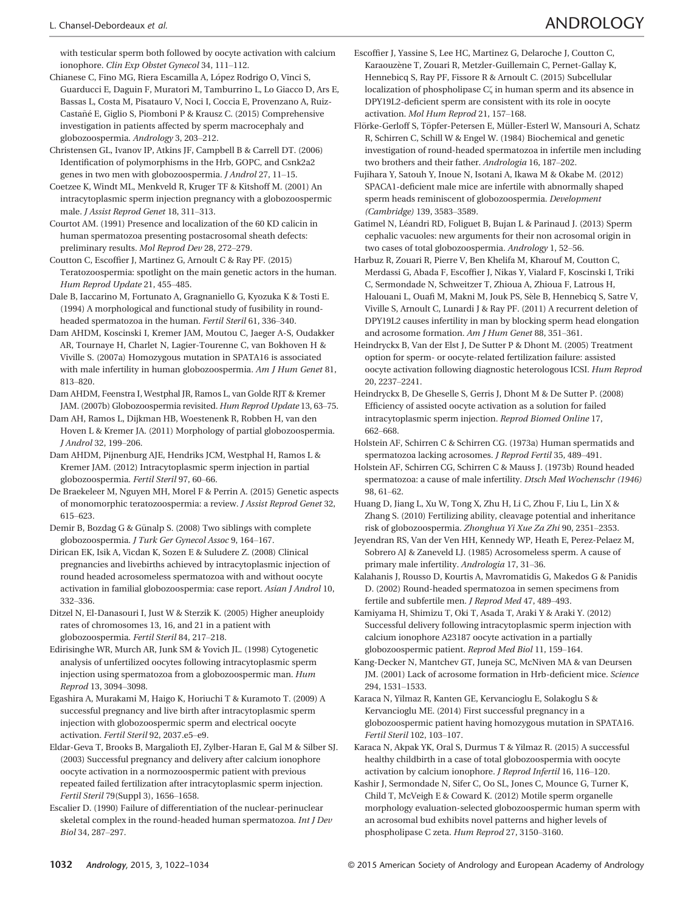with testicular sperm both followed by oocyte activation with calcium ionophore. *Clin Exp Obstet Gynecol* 34, 111–112.

Chianese C, Fino MG, Riera Escamilla A, López Rodrigo O, Vinci S, Guarducci E, Daguin F, Muratori M, Tamburrino L, Lo Giacco D, Ars E, Bassas L, Costa M, Pisatauro V, Noci I, Coccia E, Provenzano A, Ruiz-Castañé E, Giglio S, Piomboni P & Krausz C. (2015) Comprehensive investigation in patients affected by sperm macrocephaly and globozoospermia. *Andrology* 3, 203–212.

Christensen GL, Ivanov IP, Atkins JF, Campbell B & Carrell DT. (2006) Identification of polymorphisms in the Hrb, GOPC, and Csnk2a2 genes in two men with globozoospermia. *J Androl* 27, 11–15.

Coetzee K, Windt ML, Menkveld R, Kruger TF & Kitshoff M. (2001) An intracytoplasmic sperm injection pregnancy with a globozoospermic male. *J Assist Reprod Genet* 18, 311–313.

Courtot AM. (1991) Presence and localization of the 60 KD calicin in human spermatozoa presenting postacrosomal sheath defects: preliminary results. *Mol Reprod Dev* 28, 272–279.

Coutton C, Escoffier J, Martinez G, Arnoult C & Ray PF. (2015) Teratozoospermia: spotlight on the main genetic actors in the human. *Hum Reprod Update* 21, 455–485.

Dale B, Iaccarino M, Fortunato A, Gragnaniello G, Kyozuka K & Tosti E. (1994) A morphological and functional study of fusibility in round-headed spermatozoa in the human. *Fertil Steril* 61, 336–340.

Dam AHDM, Koscinski I, Kremer JAM, Moutou C, Jaeger A-S, Oudakker AR, Tournaye H, Charlet N, Lagier-Tourenne C, van Bokhoven H & Viville S. (2007a) Homozygous mutation in SPATA16 is associated with male infertility in human globozoospermia. *Am J Hum Genet* 81, 813–820.

Dam AHDM, Feenstra I, Westphal JR, Ramos L, van Golde RJT & Kremer JAM. (2007b) Globozoospermia revisited. *Hum Reprod Update* 13, 63–75.

Dam AH, Ramos L, Dijkman HB, Woestenenk R, Robben H, van den Hoven L & Kremer JA. (2011) Morphology of partial globozoospermia. *J Androl* 32, 199–206.

Dam AHDM, Pijnenburg AJE, Hendriks JCM, Westphal H, Ramos L & Kremer JAM. (2012) Intracytoplasmic sperm injection in partial globozoospermia. *Fertil Steril* 97, 60–66.

De Braekeleer M, Nguyen MH, Morel F & Perrin A. (2015) Genetic aspects of monomorphic teratozoospermia: a review. *J Assist Reprod Genet* 32, 615–623.

Demir B, Bozdag G & Günalp S. (2008) Two siblings with complete globozoospermia. *J Turk Ger Gynecol Assoc* 9, 164–167.

Dirican EK, Isik A, Vicdan K, Sozen E & Suludere Z. (2008) Clinical pregnancies and livebirths achieved by intracytoplasmic injection of round headed acrosomeless spermatozoa with and without oocyte activation in familial globozoospermia: case report. *Asian J Androl* 10, 332–336.

Ditzel N, El-Danasouri I, Just W & Sterzik K. (2005) Higher aneuploidy rates of chromosomes 13, 16, and 21 in a patient with globozoospermia. *Fertil Steril* 84, 217–218.

Edirisinghe WR, Murch AR, Junk SM & Yovich JL. (1998) Cytogenetic analysis of unfertilized oocytes following intracytoplasmic sperm injection using spermatozoa from a globozoospermic man. *Hum Reprod* 13, 3094–3098.

Egashira A, Murakami M, Haigo K, Horiuchi T & Kuramoto T. (2009) A successful pregnancy and live birth after intracytoplasmic sperm injection with globozoospermic sperm and electrical oocyte activation. *Fertil Steril* 92, 2037.e5–e9.

Eldar-Geva T, Brooks B, Margalioth EJ, Zylber-Haran E, Gal M & Silber SJ. (2003) Successful pregnancy and delivery after calcium ionophore oocyte activation in a normozoospermic patient with previous repeated failed fertilization after intracytoplasmic sperm injection. *Fertil Steril* 79(Suppl 3), 1656–1658.

Escalier D. (1990) Failure of differentiation of the nuclear-perinuclear skeletal complex in the round-headed human spermatozoa. *Int J Dev Biol* 34, 287–297.

Escoffier J, Yassine S, Lee HC, Martinez G, Delaroche J, Coutton C, Karaouzène T, Zouari R, Metzler-Guillemain C, Pernet-Gallay K, Hennebicq S, Ray PF, Fissore R & Arnoult C. (2015) Subcellular localization of phospholipase Cζ in human sperm and its absence in DPY19L2-deficient sperm are consistent with its role in oocyte activation. *Mol Hum Reprod* 21, 157–168.

Flörke-Gerloff S, Töpfer-Petersen E, Müller-Esterl W, Mansouri A, Schatz R, Schirren C, Schill W & Engel W. (1984) Biochemical and genetic investigation of round-headed spermatozoa in infertile men including two brothers and their father. *Andrologia* 16, 187–202.

Fujihara Y, Satouh Y, Inoue N, Isotani A, Ikawa M & Okabe M. (2012) SPACA1-deficient male mice are infertile with abnormally shaped sperm heads reminiscent of globozoospermia. *Development (Cambridge)* 139, 3583–3589.

Gatimel N, Léandri RD, Foliguet B, Bujan L & Parinaud J. (2013) Sperm cephalic vacuoles: new arguments for their non acrosomal origin in two cases of total globozoospermia. *Andrology* 1, 52–56.

Harbuz R, Zouari R, Pierre V, Ben Khelifa M, Kharouf M, Coutton C, Merdassi G, Abada F, Escoffier J, Nikas Y, Vialard F, Koscinski I, Triki C, Sermondade N, Schweitzer T, Zhioua A, Zhioua F, Latrous H, Halouani L, Ouafi M, Makni M, Jouk PS, Sèle B, Hennebicq S, Satre V, Viville S, Arnoult C, Lunardi J & Ray PF. (2011) A recurrent deletion of DPY19L2 causes infertility in man by blocking sperm head elongation and acrosome formation. *Am J Hum Genet* 88, 351–361.

Heindryckx B, Van der Elst J, De Sutter P & Dhont M. (2005) Treatment option for sperm- or oocyte-related fertilization failure: assisted oocyte activation following diagnostic heterologous ICSI. *Hum Reprod* 20, 2237–2241.

Heindryckx B, De Gheselle S, Gerris J, Dhont M & De Sutter P. (2008) Efficiency of assisted oocyte activation as a solution for failed intracytoplasmic sperm injection. *Reprod Biomed Online* 17, 662–668.

Holstein AF, Schirren C & Schirren CG. (1973a) Human spermatids and spermatozoa lacking acrosomes. *J Reprod Fertil* 35, 489–491.

Holstein AF, Schirren CG, Schirren C & Mauss J. (1973b) Round headed spermatozoa: a cause of male infertility. *Dtsch Med Wochenschr (1946)* 98, 61–62.

Huang D, Jiang L, Xu W, Tong X, Zhu H, Li C, Zhou F, Liu L, Lin X & Zhang S. (2010) Fertilizing ability, cleavage potential and inheritance risk of globozoospermia. *Zhonghua Yi Xue Za Zhi* 90, 2351–2353.

Jeyendran RS, Van der Ven HH, Kennedy WP, Heath E, Perez-Pelaez M, Sobrero AJ & Zaneveld LJ. (1985) Acrosomeless sperm. A cause of primary male infertility. *Andrologia* 17, 31–36.

Kalahanis J, Rousso D, Kourtis A, Mavromatidis G, Makedos G & Panidis D. (2002) Round-headed spermatozoa in semen specimens from fertile and subfertile men. *J Reprod Med* 47, 489–493.

Kamiyama H, Shimizu T, Oki T, Asada T, Araki Y & Araki Y. (2012) Successful delivery following intracytoplasmic sperm injection with calcium ionophore A23187 oocyte activation in a partially globozoospermic patient. *Reprod Med Biol* 11, 159–164.

Kang-Decker N, Mantchev GT, Juneja SC, McNiven MA & van Deursen JM. (2001) Lack of acrosome formation in Hrb-deficient mice. *Science* 294, 1531–1533.

Karaca N, Yilmaz R, Kanten GE, Kervancioglu E, Solakoglu S & Kervancioglu ME. (2014) First successful pregnancy in a globozoospermic patient having homozygous mutation in SPATA16. *Fertil Steril* 102, 103–107.

Karaca N, Akpak YK, Oral S, Durmus T & Yilmaz R. (2015) A successful healthy childbirth in a case of total globozoospermia with oocyte activation by calcium ionophore. *J Reprod Infertil* 16, 116–120.

Kashir J, Sermondade N, Sifer C, Oo SL, Jones C, Mounce G, Turner K, Child T, McVeigh E & Coward K. (2012) Motile sperm organelle morphology evaluation-selected globozoospermic human sperm with an acrosomal bud exhibits novel patterns and higher levels of phospholipase C zeta. *Hum Reprod* 27, 3150–3160.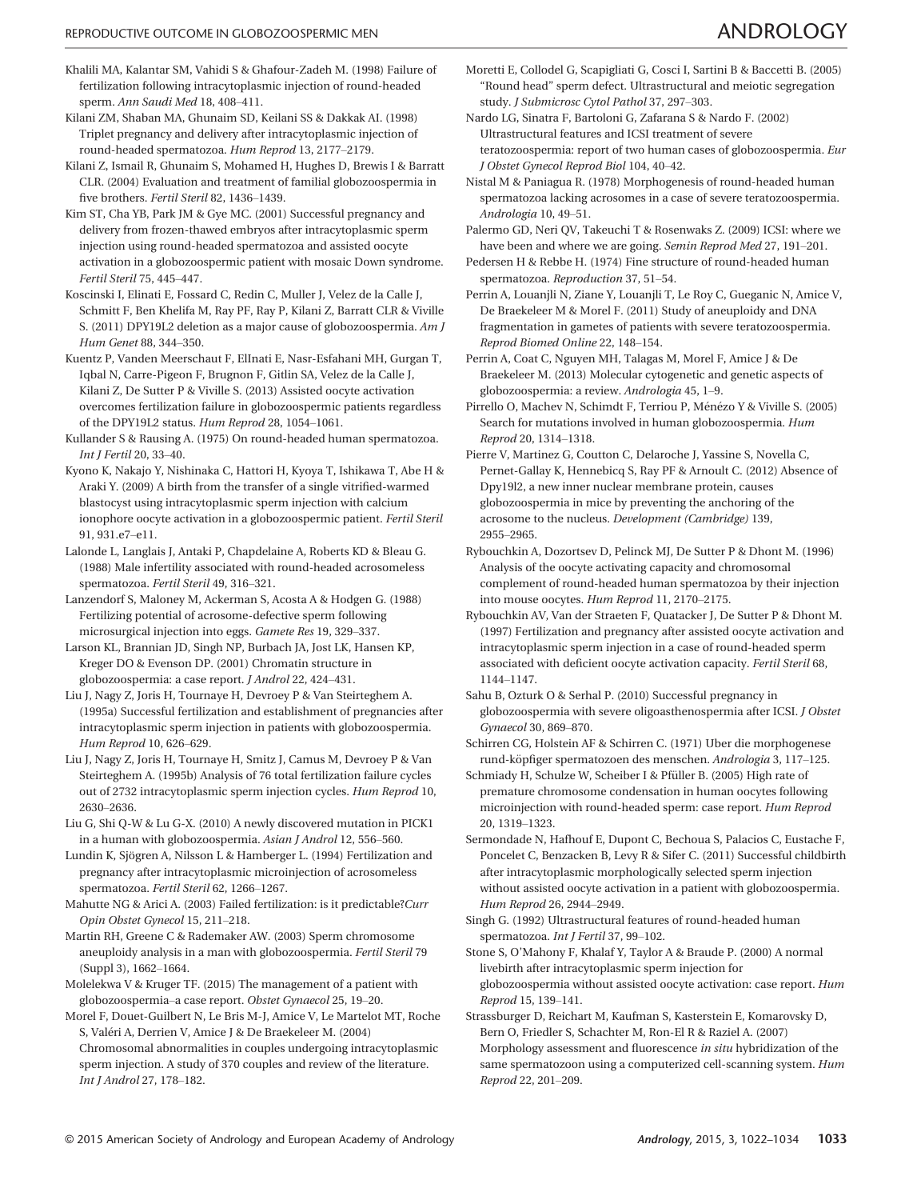Khalili MA, Kalantar SM, Vahidi S & Ghafour-Zadeh M. (1998) Failure of fertilization following intracytoplasmic injection of round-headed sperm. *Ann Saudi Med* 18, 408–411.

Kilani ZM, Shaban MA, Ghunaim SD, Keilani SS & Dakkak AI. (1998) Triplet pregnancy and delivery after intracytoplasmic injection of round-headed spermatozoa. *Hum Reprod* 13, 2177–2179.

Kilani Z, Ismail R, Ghunaim S, Mohamed H, Hughes D, Brewis I & Barratt CLR. (2004) Evaluation and treatment of familial globozoospermia in five brothers. *Fertil Steril* 82, 1436–1439.

Kim ST, Cha YB, Park JM & Gye MC. (2001) Successful pregnancy and delivery from frozen-thawed embryos after intracytoplasmic sperm injection using round-headed spermatozoa and assisted oocyte activation in a globozoospermic patient with mosaic Down syndrome. *Fertil Steril* 75, 445–447.

Koscinski I, Elinati E, Fossard C, Redin C, Muller J, Velez de la Calle J, Schmitt F, Ben Khelifa M, Ray PF, Ray P, Kilani Z, Barratt CLR & Viville S. (2011) DPY19L2 deletion as a major cause of globozoospermia. *Am J Hum Genet* 88, 344–350.

Kuentz P, Vanden Meerschaut F, ElInati E, Nasr-Esfahani MH, Gurgan T, Iqbal N, Carre-Pigeon F, Brugnon F, Gitlin SA, Velez de la Calle J, Kilani Z, De Sutter P & Viville S. (2013) Assisted oocyte activation overcomes fertilization failure in globozoospermic patients regardless of the DPY19L2 status. *Hum Reprod* 28, 1054–1061.

Kullander S & Rausing A. (1975) On round-headed human spermatozoa. *Int J Fertil* 20, 33–40.

Kyono K, Nakajo Y, Nishinaka C, Hattori H, Kyoya T, Ishikawa T, Abe H & Araki Y. (2009) A birth from the transfer of a single vitrified-warmed blastocyst using intracytoplasmic sperm injection with calcium ionophore oocyte activation in a globozoospermic patient. *Fertil Steril* 91, 931.e7–e11.

Lalonde L, Langlais J, Antaki P, Chapdelaine A, Roberts KD & Bleau G. (1988) Male infertility associated with round-headed acrosomeless spermatozoa. *Fertil Steril* 49, 316–321.

Lanzendorf S, Maloney M, Ackerman S, Acosta A & Hodgen G. (1988) Fertilizing potential of acrosome-defective sperm following microsurgical injection into eggs. *Gamete Res* 19, 329–337.

Larson KL, Brannian JD, Singh NP, Burbach JA, Jost LK, Hansen KP, Kreger DO & Evenson DP. (2001) Chromatin structure in globozoospermia: a case report. *J Androl* 22, 424–431.

Liu J, Nagy Z, Joris H, Tournaye H, Devroey P & Van Steirteghem A. (1995a) Successful fertilization and establishment of pregnancies after intracytoplasmic sperm injection in patients with globozoospermia. *Hum Reprod* 10, 626–629.

Liu J, Nagy Z, Joris H, Tournaye H, Smitz J, Camus M, Devroey P & Van Steirteghem A. (1995b) Analysis of 76 total fertilization failure cycles out of 2732 intracytoplasmic sperm injection cycles. *Hum Reprod* 10, 2630–2636.

Liu G, Shi Q-W & Lu G-X. (2010) A newly discovered mutation in PICK1 in a human with globozoospermia. *Asian J Androl* 12, 556–560.

Lundin K, Sjögren A, Nilsson L & Hamberger L. (1994) Fertilization and pregnancy after intracytoplasmic microinjection of acrosomeless spermatozoa. *Fertil Steril* 62, 1266–1267.

Mahutte NG & Arici A. (2003) Failed fertilization: is it predictable?*Curr Opin Obstet Gynecol* 15, 211–218.

Martin RH, Greene C & Rademaker AW. (2003) Sperm chromosome aneuploidy analysis in a man with globozoospermia. *Fertil Steril* 79 (Suppl 3), 1662–1664.

Molelekwa V & Kruger TF. (2015) The management of a patient with globozoospermia–a case report. *Obstet Gynaecol* 25, 19–20.

Morel F, Douet-Guilbert N, Le Bris M-J, Amice V, Le Martelot MT, Roche S, Valéri A, Derrien V, Amice J & De Braekeleer M. (2004) Chromosomal abnormalities in couples undergoing intracytoplasmic sperm injection. A study of 370 couples and review of the literature. *Int J Androl* 27, 178–182.

Moretti E, Collodel G, Scapigliati G, Cosci I, Sartini B & Baccetti B. (2005) "Round head" sperm defect. Ultrastructural and meiotic segregation study. *J Submicrosc Cytol Pathol* 37, 297–303.

Nardo LG, Sinatra F, Bartoloni G, Zafarana S & Nardo F. (2002) Ultrastructural features and ICSI treatment of severe teratozoospermia: report of two human cases of globozoospermia. *Eur J Obstet Gynecol Reprod Biol* 104, 40–42.

Nistal M & Paniagua R. (1978) Morphogenesis of round-headed human spermatozoa lacking acrosomes in a case of severe teratozoospermia. *Andrologia* 10, 49–51.

Palermo GD, Neri QV, Takeuchi T & Rosenwaks Z. (2009) ICSI: where we have been and where we are going. *Semin Reprod Med* 27, 191–201.

Pedersen H & Rebbe H. (1974) Fine structure of round-headed human spermatozoa. *Reproduction* 37, 51–54.

Perrin A, Louanjli N, Ziane Y, Louanjli T, Le Roy C, Gueganic N, Amice V, De Braekeleer M & Morel F. (2011) Study of aneuploidy and DNA fragmentation in gametes of patients with severe teratozoospermia. *Reprod Biomed Online* 22, 148–154.

Perrin A, Coat C, Nguyen MH, Talagas M, Morel F, Amice J & De Braekeleer M. (2013) Molecular cytogenetic and genetic aspects of globozoospermia: a review. *Andrologia* 45, 1–9.

Pirrello O, Machev N, Schimdt F, Terriou P, Ménézo Y & Viville S. (2005) Search for mutations involved in human globozoospermia. *Hum Reprod* 20, 1314–1318.

Pierre V, Martinez G, Coutton C, Delaroche J, Yassine S, Novella C, Pernet-Gallay K, Hennebicq S, Ray PF & Arnoult C. (2012) Absence of Dpy19l2, a new inner nuclear membrane protein, causes globozoospermia in mice by preventing the anchoring of the acrosome to the nucleus. *Development (Cambridge)* 139, 2955–2965.

Rybouchkin A, Dozortsev D, Pelinck MJ, De Sutter P & Dhont M. (1996) Analysis of the oocyte activating capacity and chromosomal complement of round-headed human spermatozoa by their injection into mouse oocytes. *Hum Reprod* 11, 2170–2175.

Rybouchkin AV, Van der Straeten F, Quatacker J, De Sutter P & Dhont M. (1997) Fertilization and pregnancy after assisted oocyte activation and intracytoplasmic sperm injection in a case of round-headed sperm associated with deficient oocyte activation capacity. *Fertil Steril* 68, 1144–1147.

Sahu B, Ozturk O & Serhal P. (2010) Successful pregnancy in globozoospermia with severe oligoasthenospermia after ICSI. *J Obstet Gynaecol* 30, 869–870.

Schirren CG, Holstein AF & Schirren C. (1971) Uber die morphogenese rund-köpfiger spermatozoen des menschen. *Andrologia* 3, 117–125.

Schmiady H, Schulze W, Scheiber I & Pfüller B. (2005) High rate of premature chromosome condensation in human oocytes following microinjection with round-headed sperm: case report. *Hum Reprod* 20, 1319–1323.

Sermondade N, Hafhouf E, Dupont C, Bechoua S, Palacios C, Eustache F, Poncelet C, Benzacken B, Levy R & Sifer C. (2011) Successful childbirth after intracytoplasmic morphologically selected sperm injection without assisted oocyte activation in a patient with globozoospermia. *Hum Reprod* 26, 2944–2949.

Singh G. (1992) Ultrastructural features of round-headed human spermatozoa. *Int J Fertil* 37, 99–102.

Stone S, O'Mahony F, Khalaf Y, Taylor A & Braude P. (2000) A normal livebirth after intracytoplasmic sperm injection for globozoospermia without assisted oocyte activation: case report. *Hum Reprod* 15, 139–141.

Strassburger D, Reichart M, Kaufman S, Kasterstein E, Komarovsky D, Bern O, Friedler S, Schachter M, Ron-El R & Raziel A. (2007) Morphology assessment and fluorescence *in situ* hybridization of the same spermatozoon using a computerized cell-scanning system. *Hum Reprod* 22, 201–209.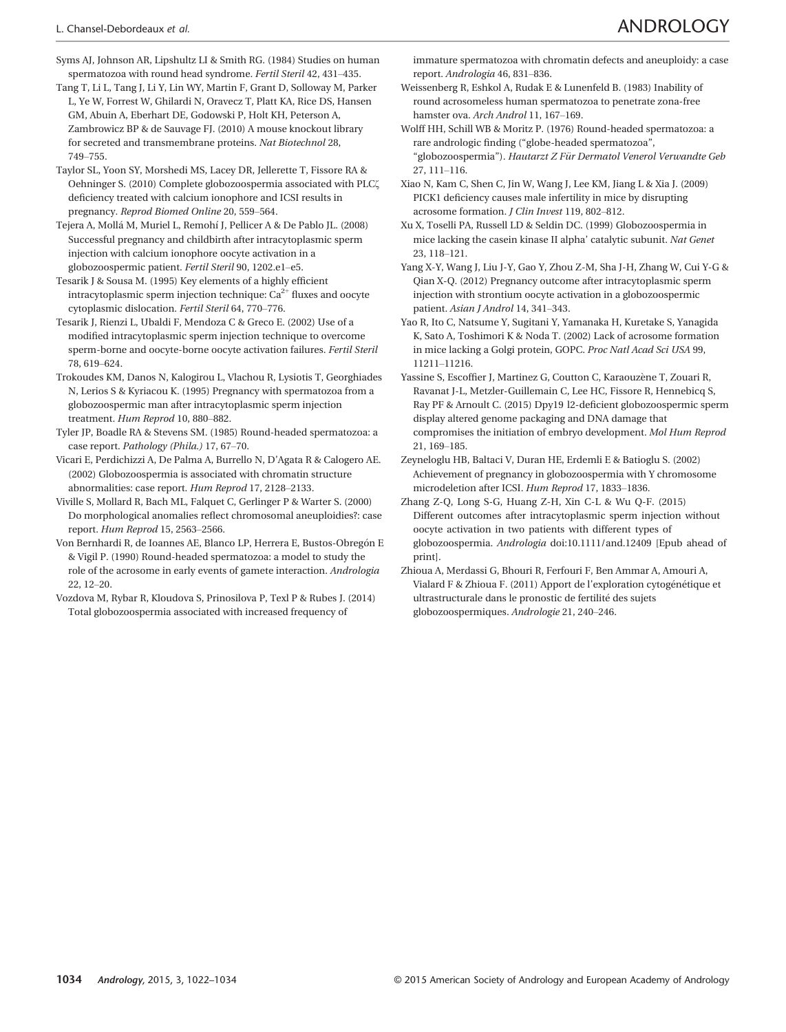Syms AJ, Johnson AR, Lipshultz LI & Smith RG. (1984) Studies on human spermatozoa with round head syndrome. *Fertil Steril* 42, 431–435.

Tang T, Li L, Tang J, Li Y, Lin WY, Martin F, Grant D, Solloway M, Parker L, Ye W, Forrest W, Ghilardi N, Oravecz T, Platt KA, Rice DS, Hansen GM, Abuin A, Eberhart DE, Godowski P, Holt KH, Peterson A, Zambrowicz BP & de Sauvage FJ. (2010) A mouse knockout library for secreted and transmembrane proteins. *Nat Biotechnol* 28, 749–755.

Taylor SL, Yoon SY, Morshedi MS, Lacey DR, Jellerette T, Fissore RA & Oehninger S. (2010) Complete globozoospermia associated with PLCζ deficiency treated with calcium ionophore and ICSI results in pregnancy. *Reprod Biomed Online* 20, 559–564.

Tejera A, Mollá M, Muriel L, Remohí J, Pellicer A & De Pablo JL. (2008) Successful pregnancy and childbirth after intracytoplasmic sperm injection with calcium ionophore oocyte activation in a globozoospermic patient. *Fertil Steril* 90, 1202.e1–e5.

Tesarik J & Sousa M. (1995) Key elements of a highly efficient intracytoplasmic sperm injection technique: $Ca^{2+}$ fluxes and oocyte cytoplasmic dislocation. *Fertil Steril* 64, 770–776.

Tesarik J, Rienzi L, Ubaldi F, Mendoza C & Greco E. (2002) Use of a modified intracytoplasmic sperm injection technique to overcome sperm-borne and oocyte-borne oocyte activation failures. *Fertil Steril* 78, 619–624.

Trokoudes KM, Danos N, Kalogirou L, Vlachou R, Lysiotis T, Georghiades N, Lerios S & Kyriacou K. (1995) Pregnancy with spermatozoa from a globozoospermic man after intracytoplasmic sperm injection treatment. *Hum Reprod* 10, 880–882.

Tyler JP, Boadle RA & Stevens SM. (1985) Round-headed spermatozoa: a case report. *Pathology (Phila.)* 17, 67–70.

Vicari E, Perdichizzi A, De Palma A, Burrello N, D'Agata R & Calogero AE. (2002) Globozoospermia is associated with chromatin structure abnormalities: case report. *Hum Reprod* 17, 2128–2133.

Viville S, Mollard R, Bach ML, Falquet C, Gerlinger P & Warter S. (2000) Do morphological anomalies reflect chromosomal aneuploidies?: case report. *Hum Reprod* 15, 2563–2566.

Von Bernhardi R, de Ioannes AE, Blanco LP, Herrera E, Bustos-Obregón E & Vigil P. (1990) Round-headed spermatozoa: a model to study the role of the acrosome in early events of gamete interaction. *Andrologia* 22, 12–20.

Vozdova M, Rybar R, Kloudova S, Prinosilova P, Texl P & Rubes J. (2014) Total globozoospermia associated with increased frequency of immature spermatozoa with chromatin defects and aneuploidy: a case report. *Andrologia* 46, 831–836.

Weissenberg R, Eshkol A, Rudak E & Lunenfeld B. (1983) Inability of round acrosomeless human spermatozoa to penetrate zona-free hamster ova. *Arch Androl* 11, 167–169.

Wolff HH, Schill WB & Moritz P. (1976) Round-headed spermatozoa: a rare andrologic finding ("globe-headed spermatozoa", "globozoospermia"). *Hautarzt Z Für Dermatol Venerol Verwandte Geb* 27, 111–116.

Xiao N, Kam C, Shen C, Jin W, Wang J, Lee KM, Jiang L & Xia J. (2009) PICK1 deficiency causes male infertility in mice by disrupting acrosome formation. *J Clin Invest* 119, 802–812.

Xu X, Toselli PA, Russell LD & Seldin DC. (1999) Globozoospermia in mice lacking the casein kinase II alpha' catalytic subunit. *Nat Genet* 23, 118–121.

Yang X-Y, Wang J, Liu J-Y, Gao Y, Zhou Z-M, Sha J-H, Zhang W, Cui Y-G & Qian X-Q. (2012) Pregnancy outcome after intracytoplasmic sperm injection with strontium oocyte activation in a globozoospermic patient. *Asian J Androl* 14, 341–343.

Yao R, Ito C, Natsume Y, Sugitani Y, Yamanaka H, Kuretake S, Yanagida K, Sato A, Toshimori K & Noda T. (2002) Lack of acrosome formation in mice lacking a Golgi protein, GOPC. *Proc Natl Acad Sci USA* 99, 11211–11216.

Yassine S, Escoffier J, Martinez G, Coutton C, Karaouzène T, Zouari R, Ravanat J-L, Metzler-Guillemain C, Lee HC, Fissore R, Hennebicq S, Ray PF & Arnoult C. (2015) Dpy19 l2-deficient globozoospermic sperm display altered genome packaging and DNA damage that compromises the initiation of embryo development. *Mol Hum Reprod* 21, 169–185.

Zeyneloglu HB, Baltaci V, Duran HE, Erdemli E & Batioglu S. (2002) Achievement of pregnancy in globozoospermia with Y chromosome microdeletion after ICSI. *Hum Reprod* 17, 1833–1836.

Zhang Z-Q, Long S-G, Huang Z-H, Xin C-L & Wu Q-F. (2015) Different outcomes after intracytoplasmic sperm injection without oocyte activation in two patients with different types of globozoospermia. *Andrologia* doi:10.1111/and.12409 [Epub ahead of print].

Zhioua A, Merdassi G, Bhouri R, Ferfouri F, Ben Ammar A, Amouri A, Vialard F & Zhioua F. (2011) Apport de l'exploration cytogénétique et ultrastructurale dans le pronostic de fertilité des sujets globozoospermiques. *Andrologie* 21, 240–246.